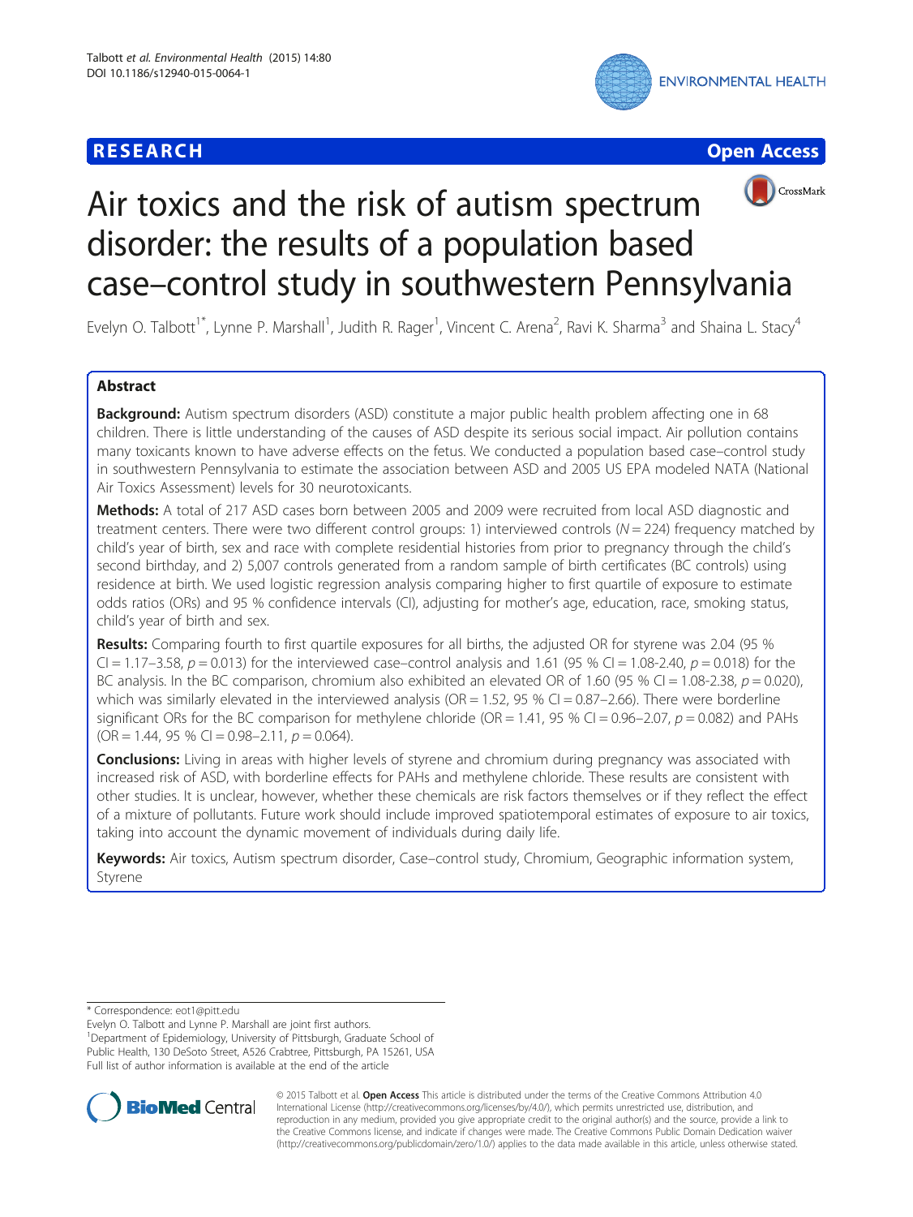RESEARCH

Open Access

# Air toxics and the risk of autism spectrum disorder: the results of a population based case–control study in southwestern Pennsylvania

Evelyn O. Talbott[1*], Lynne P. Marshall[1], Judith R. Rager[1], Vincent C. Arena[2], Ravi K. Sharma[3] and Shaina L. Stacy[4]

## Abstract

**Background:** Autism spectrum disorders (ASD) constitute a major public health problem affecting one in 68 children. There is little understanding of the causes of ASD despite its serious social impact. Air pollution contains many toxicants known to have adverse effects on the fetus. We conducted a population based case–control study in southwestern Pennsylvania to estimate the association between ASD and 2005 US EPA modeled NATA (National Air Toxics Assessment) levels for 30 neurotoxicants.

**Methods:** A total of 217 ASD cases born between 2005 and 2009 were recruited from local ASD diagnostic and treatment centers. There were two different control groups: 1) interviewed controls ($N = 224$) frequency matched by child's year of birth, sex and race with complete residential histories from prior to pregnancy through the child's second birthday, and 2) 5,007 controls generated from a random sample of birth certificates (BC controls) using residence at birth. We used logistic regression analysis comparing higher to first quartile of exposure to estimate odds ratios (ORs) and 95 % confidence intervals (CI), adjusting for mother's age, education, race, smoking status, child's year of birth and sex.

**Results:** Comparing fourth to first quartile exposures for all births, the adjusted OR for styrene was 2.04 (95 % CI = 1.17–3.58, $p = 0.013$) for the interviewed case–control analysis and 1.61 (95 % CI = 1.08-2.40, $p = 0.018$) for the BC analysis. In the BC comparison, chromium also exhibited an elevated OR of 1.60 (95 % CI = 1.08-2.38, $p = 0.020$), which was similarly elevated in the interviewed analysis (OR = 1.52, 95 % CI = 0.87–2.66). There were borderline significant ORs for the BC comparison for methylene chloride (OR = 1.41, 95 % CI = 0.96–2.07, $p = 0.082$) and PAHs (OR = 1.44, 95 % CI = 0.98–2.11, $p = 0.064$).

**Conclusions:** Living in areas with higher levels of styrene and chromium during pregnancy was associated with increased risk of ASD, with borderline effects for PAHs and methylene chloride. These results are consistent with other studies. It is unclear, however, whether these chemicals are risk factors themselves or if they reflect the effect of a mixture of pollutants. Future work should include improved spatiotemporal estimates of exposure to air toxics, taking into account the dynamic movement of individuals during daily life.

**Keywords:** Air toxics, Autism spectrum disorder, Case–control study, Chromium, Geographic information system, Styrene

---

\* Correspondence: eot1@pitt.edu

Evelyn O. Talbott and Lynne P. Marshall are joint first authors.

[1]Department of Epidemiology, University of Pittsburgh, Graduate School of Public Health, 130 DeSoto Street, A526 Crabtree, Pittsburgh, PA 15261, USA

Full list of author information is available at the end of the article

© 2015 Talbott et al. **Open Access** This article is distributed under the terms of the Creative Commons Attribution 4.0 International License (http://creativecommons.org/licenses/by/4.0/), which permits unrestricted use, distribution, and reproduction in any medium, provided you give appropriate credit to the original author(s) and the source, provide a link to the Creative Commons license, and indicate if changes were made. The Creative Commons Public Domain Dedication waiver (http://creativecommons.org/publicdomain/zero/1.0/) applies to the data made available in this article, unless otherwise stated.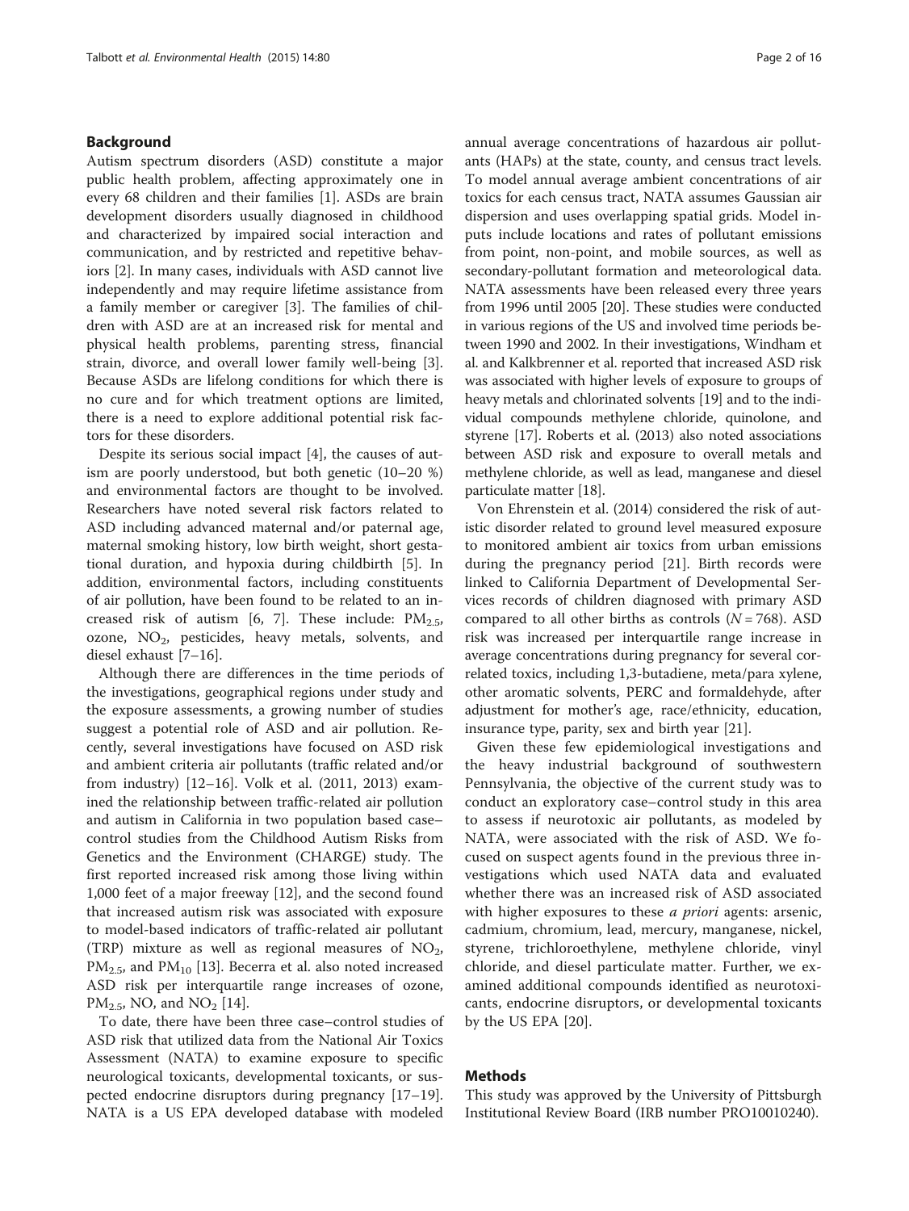## Background

Autism spectrum disorders (ASD) constitute a major public health problem, affecting approximately one in every 68 children and their families [1]. ASDs are brain development disorders usually diagnosed in childhood and characterized by impaired social interaction and communication, and by restricted and repetitive behaviors [2]. In many cases, individuals with ASD cannot live independently and may require lifetime assistance from a family member or caregiver [3]. The families of children with ASD are at an increased risk for mental and physical health problems, parenting stress, financial strain, divorce, and overall lower family well-being [3]. Because ASDs are lifelong conditions for which there is no cure and for which treatment options are limited, there is a need to explore additional potential risk factors for these disorders.

Despite its serious social impact [4], the causes of autism are poorly understood, but both genetic (10–20 %) and environmental factors are thought to be involved. Researchers have noted several risk factors related to ASD including advanced maternal and/or paternal age, maternal smoking history, low birth weight, short gestational duration, and hypoxia during childbirth [5]. In addition, environmental factors, including constituents of air pollution, have been found to be related to an increased risk of autism [6, 7]. These include: $PM_{2.5}$, ozone, $NO_2$, pesticides, heavy metals, solvents, and diesel exhaust [7–16].

Although there are differences in the time periods of the investigations, geographical regions under study and the exposure assessments, a growing number of studies suggest a potential role of ASD and air pollution. Recently, several investigations have focused on ASD risk and ambient criteria air pollutants (traffic related and/or from industry) [12–16]. Volk et al. (2011, 2013) examined the relationship between traffic-related air pollution and autism in California in two population based case–control studies from the Childhood Autism Risks from Genetics and the Environment (CHARGE) study. The first reported increased risk among those living within 1,000 feet of a major freeway [12], and the second found that increased autism risk was associated with exposure to model-based indicators of traffic-related air pollutant (TRP) mixture as well as regional measures of $NO_2$, $PM_{2.5}$, and $PM_{10}$ [13]. Becerra et al. also noted increased ASD risk per interquartile range increases of ozone, $PM_{2.5}$, NO, and $NO_2$ [14].

To date, there have been three case–control studies of ASD risk that utilized data from the National Air Toxics Assessment (NATA) to examine exposure to specific neurological toxicants, developmental toxicants, or suspected endocrine disruptors during pregnancy [17–19]. NATA is a US EPA developed database with modeled annual average concentrations of hazardous air pollutants (HAPs) at the state, county, and census tract levels. To model annual average ambient concentrations of air toxics for each census tract, NATA assumes Gaussian air dispersion and uses overlapping spatial grids. Model inputs include locations and rates of pollutant emissions from point, non-point, and mobile sources, as well as secondary-pollutant formation and meteorological data. NATA assessments have been released every three years from 1996 until 2005 [20]. These studies were conducted in various regions of the US and involved time periods between 1990 and 2002. In their investigations, Windham et al. and Kalkbrenner et al. reported that increased ASD risk was associated with higher levels of exposure to groups of heavy metals and chlorinated solvents [19] and to the individual compounds methylene chloride, quinolone, and styrene [17]. Roberts et al. (2013) also noted associations between ASD risk and exposure to overall metals and methylene chloride, as well as lead, manganese and diesel particulate matter [18].

Von Ehrenstein et al. (2014) considered the risk of autistic disorder related to ground level measured exposure to monitored ambient air toxics from urban emissions during the pregnancy period [21]. Birth records were linked to California Department of Developmental Services records of children diagnosed with primary ASD compared to all other births as controls ($N = 768$). ASD risk was increased per interquartile range increase in average concentrations during pregnancy for several correlated toxics, including 1,3-butadiene, meta/para xylene, other aromatic solvents, PERC and formaldehyde, after adjustment for mother's age, race/ethnicity, education, insurance type, parity, sex and birth year [21].

Given these few epidemiological investigations and the heavy industrial background of southwestern Pennsylvania, the objective of the current study was to conduct an exploratory case–control study in this area to assess if neurotoxic air pollutants, as modeled by NATA, were associated with the risk of ASD. We focused on suspect agents found in the previous three investigations which used NATA data and evaluated whether there was an increased risk of ASD associated with higher exposures to these *a priori* agents: arsenic, cadmium, chromium, lead, mercury, manganese, nickel, styrene, trichloroethylene, methylene chloride, vinyl chloride, and diesel particulate matter. Further, we examined additional compounds identified as neurotoxicants, endocrine disruptors, or developmental toxicants by the US EPA [20].

## Methods

This study was approved by the University of Pittsburgh Institutional Review Board (IRB number PRO10010240).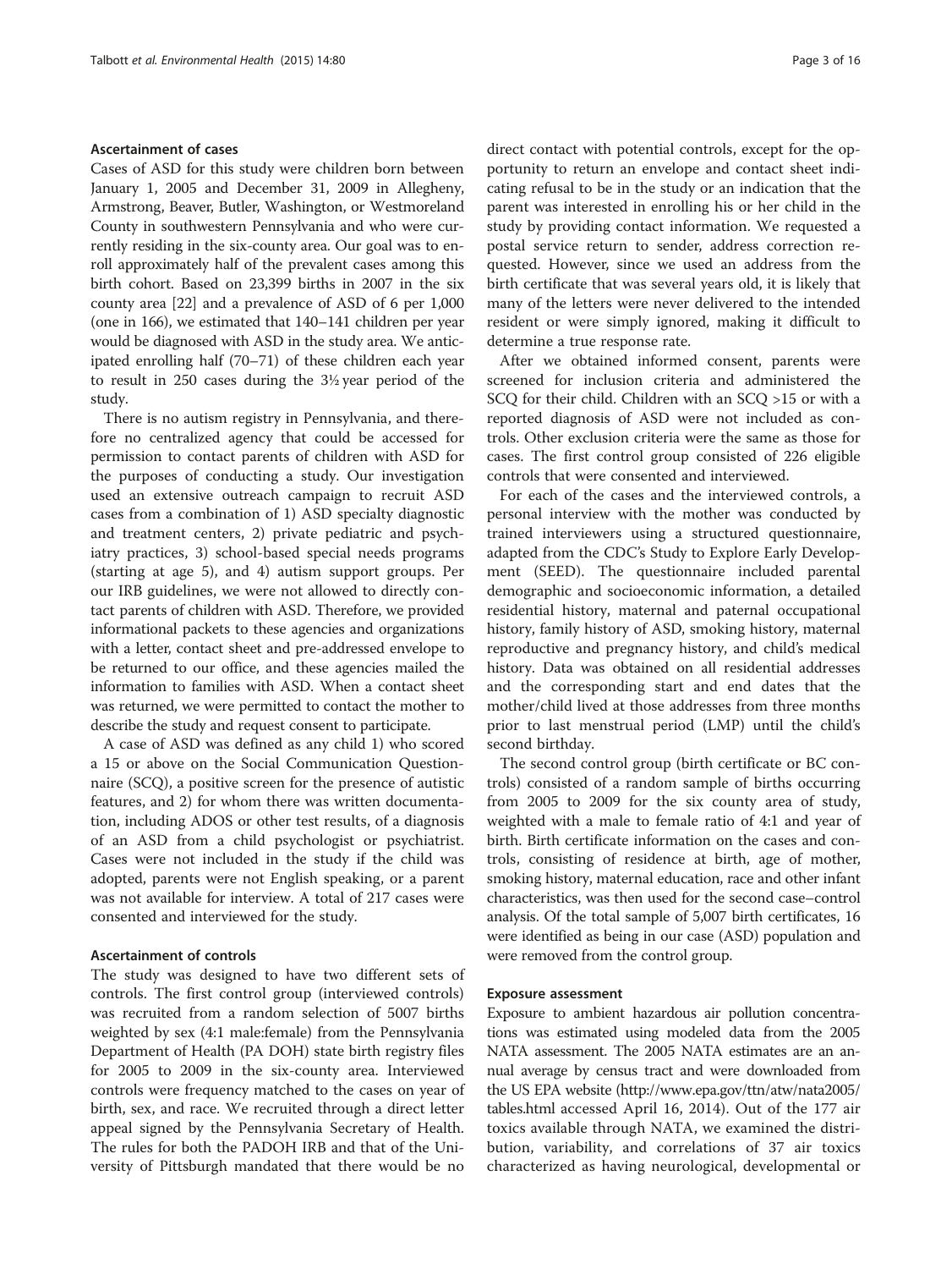### Ascertainment of cases

Cases of ASD for this study were children born between January 1, 2005 and December 31, 2009 in Allegheny, Armstrong, Beaver, Butler, Washington, or Westmoreland County in southwestern Pennsylvania and who were currently residing in the six-county area. Our goal was to enroll approximately half of the prevalent cases among this birth cohort. Based on 23,399 births in 2007 in the six county area [22] and a prevalence of ASD of 6 per 1,000 (one in 166), we estimated that 140–141 children per year would be diagnosed with ASD in the study area. We anticipated enrolling half (70–71) of these children each year to result in 250 cases during the 3½ year period of the study.

There is no autism registry in Pennsylvania, and therefore no centralized agency that could be accessed for permission to contact parents of children with ASD for the purposes of conducting a study. Our investigation used an extensive outreach campaign to recruit ASD cases from a combination of 1) ASD specialty diagnostic and treatment centers, 2) private pediatric and psychiatry practices, 3) school-based special needs programs (starting at age 5), and 4) autism support groups. Per our IRB guidelines, we were not allowed to directly contact parents of children with ASD. Therefore, we provided informational packets to these agencies and organizations with a letter, contact sheet and pre-addressed envelope to be returned to our office, and these agencies mailed the information to families with ASD. When a contact sheet was returned, we were permitted to contact the mother to describe the study and request consent to participate.

A case of ASD was defined as any child 1) who scored a 15 or above on the Social Communication Questionnaire (SCQ), a positive screen for the presence of autistic features, and 2) for whom there was written documentation, including ADOS or other test results, of a diagnosis of an ASD from a child psychologist or psychiatrist. Cases were not included in the study if the child was adopted, parents were not English speaking, or a parent was not available for interview. A total of 217 cases were consented and interviewed for the study.

### Ascertainment of controls

The study was designed to have two different sets of controls. The first control group (interviewed controls) was recruited from a random selection of 5007 births weighted by sex (4:1 male:female) from the Pennsylvania Department of Health (PA DOH) state birth registry files for 2005 to 2009 in the six-county area. Interviewed controls were frequency matched to the cases on year of birth, sex, and race. We recruited through a direct letter appeal signed by the Pennsylvania Secretary of Health. The rules for both the PADOH IRB and that of the University of Pittsburgh mandated that there would be no direct contact with potential controls, except for the opportunity to return an envelope and contact sheet indicating refusal to be in the study or an indication that the parent was interested in enrolling his or her child in the study by providing contact information. We requested a postal service return to sender, address correction requested. However, since we used an address from the birth certificate that was several years old, it is likely that many of the letters were never delivered to the intended resident or were simply ignored, making it difficult to determine a true response rate.

After we obtained informed consent, parents were screened for inclusion criteria and administered the SCQ for their child. Children with an SCQ >15 or with a reported diagnosis of ASD were not included as controls. Other exclusion criteria were the same as those for cases. The first control group consisted of 226 eligible controls that were consented and interviewed.

For each of the cases and the interviewed controls, a personal interview with the mother was conducted by trained interviewers using a structured questionnaire, adapted from the CDC's Study to Explore Early Development (SEED). The questionnaire included parental demographic and socioeconomic information, a detailed residential history, maternal and paternal occupational history, family history of ASD, smoking history, maternal reproductive and pregnancy history, and child's medical history. Data was obtained on all residential addresses and the corresponding start and end dates that the mother/child lived at those addresses from three months prior to last menstrual period (LMP) until the child's second birthday.

The second control group (birth certificate or BC controls) consisted of a random sample of births occurring from 2005 to 2009 for the six county area of study, weighted with a male to female ratio of 4:1 and year of birth. Birth certificate information on the cases and controls, consisting of residence at birth, age of mother, smoking history, maternal education, race and other infant characteristics, was then used for the second case–control analysis. Of the total sample of 5,007 birth certificates, 16 were identified as being in our case (ASD) population and were removed from the control group.

### Exposure assessment

Exposure to ambient hazardous air pollution concentrations was estimated using modeled data from the 2005 NATA assessment. The 2005 NATA estimates are an annual average by census tract and were downloaded from the US EPA website (http://www.epa.gov/ttn/atw/nata2005/tables.html accessed April 16, 2014). Out of the 177 air toxics available through NATA, we examined the distribution, variability, and correlations of 37 air toxics characterized as having neurological, developmental or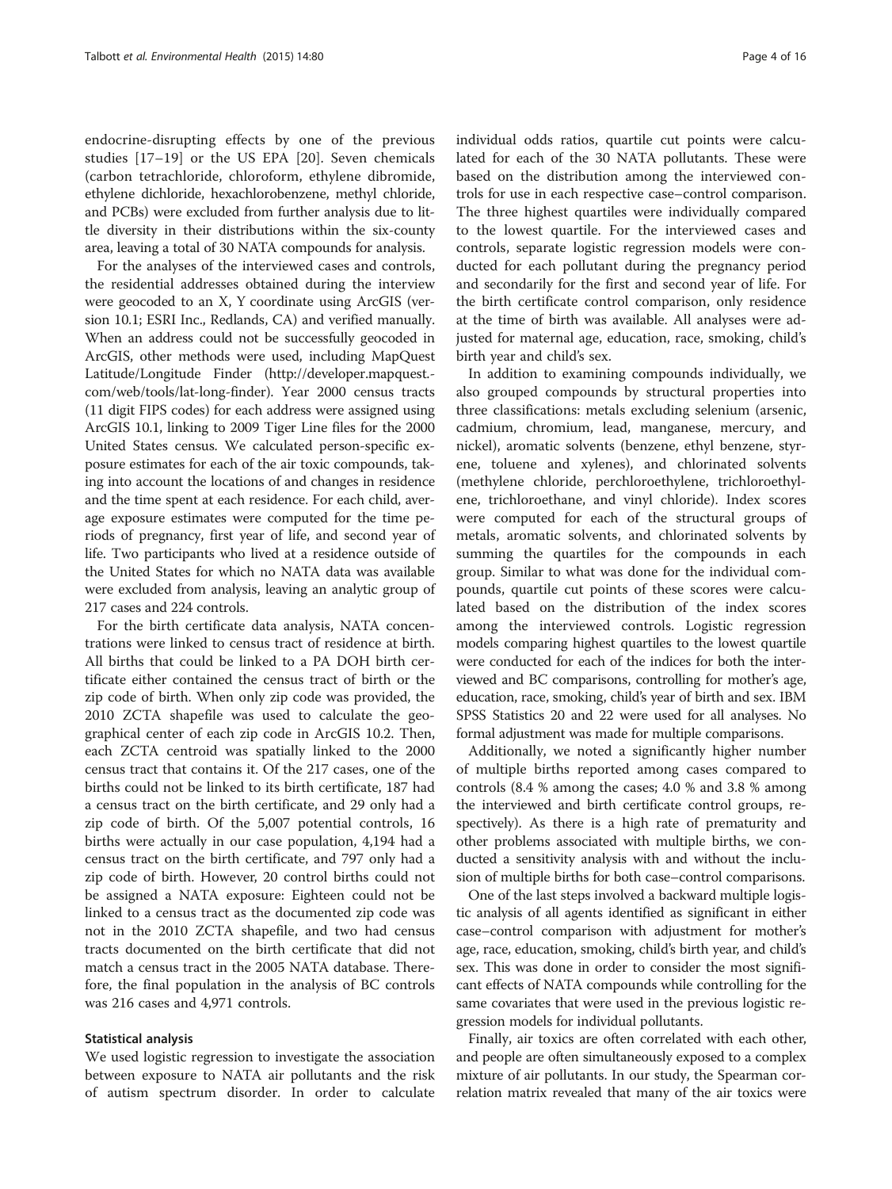endocrine-disrupting effects by one of the previous studies [17–19] or the US EPA [20]. Seven chemicals (carbon tetrachloride, chloroform, ethylene dibromide, ethylene dichloride, hexachlorobenzene, methyl chloride, and PCBs) were excluded from further analysis due to little diversity in their distributions within the six-county area, leaving a total of 30 NATA compounds for analysis.

For the analyses of the interviewed cases and controls, the residential addresses obtained during the interview were geocoded to an X, Y coordinate using ArcGIS (version 10.1; ESRI Inc., Redlands, CA) and verified manually. When an address could not be successfully geocoded in ArcGIS, other methods were used, including MapQuest Latitude/Longitude Finder (http://developer.mapquest.com/web/tools/lat-long-finder). Year 2000 census tracts (11 digit FIPS codes) for each address were assigned using ArcGIS 10.1, linking to 2009 Tiger Line files for the 2000 United States census. We calculated person-specific exposure estimates for each of the air toxic compounds, taking into account the locations of and changes in residence and the time spent at each residence. For each child, average exposure estimates were computed for the time periods of pregnancy, first year of life, and second year of life. Two participants who lived at a residence outside of the United States for which no NATA data was available were excluded from analysis, leaving an analytic group of 217 cases and 224 controls.

For the birth certificate data analysis, NATA concentrations were linked to census tract of residence at birth. All births that could be linked to a PA DOH birth certificate either contained the census tract of birth or the zip code of birth. When only zip code was provided, the 2010 ZCTA shapefile was used to calculate the geographical center of each zip code in ArcGIS 10.2. Then, each ZCTA centroid was spatially linked to the 2000 census tract that contains it. Of the 217 cases, one of the births could not be linked to its birth certificate, 187 had a census tract on the birth certificate, and 29 only had a zip code of birth. Of the 5,007 potential controls, 16 births were actually in our case population, 4,194 had a census tract on the birth certificate, and 797 only had a zip code of birth. However, 20 control births could not be assigned a NATA exposure: Eighteen could not be linked to a census tract as the documented zip code was not in the 2010 ZCTA shapefile, and two had census tracts documented on the birth certificate that did not match a census tract in the 2005 NATA database. Therefore, the final population in the analysis of BC controls was 216 cases and 4,971 controls.

### Statistical analysis

We used logistic regression to investigate the association between exposure to NATA air pollutants and the risk of autism spectrum disorder. In order to calculate individual odds ratios, quartile cut points were calculated for each of the 30 NATA pollutants. These were based on the distribution among the interviewed controls for use in each respective case–control comparison. The three highest quartiles were individually compared to the lowest quartile. For the interviewed cases and controls, separate logistic regression models were conducted for each pollutant during the pregnancy period and secondarily for the first and second year of life. For the birth certificate control comparison, only residence at the time of birth was available. All analyses were adjusted for maternal age, education, race, smoking, child's birth year and child's sex.

In addition to examining compounds individually, we also grouped compounds by structural properties into three classifications: metals excluding selenium (arsenic, cadmium, chromium, lead, manganese, mercury, and nickel), aromatic solvents (benzene, ethyl benzene, styrene, toluene and xylenes), and chlorinated solvents (methylene chloride, perchloroethylene, trichloroethylene, trichloroethane, and vinyl chloride). Index scores were computed for each of the structural groups of metals, aromatic solvents, and chlorinated solvents by summing the quartiles for the compounds in each group. Similar to what was done for the individual compounds, quartile cut points of these scores were calculated based on the distribution of the index scores among the interviewed controls. Logistic regression models comparing highest quartiles to the lowest quartile were conducted for each of the indices for both the interviewed and BC comparisons, controlling for mother's age, education, race, smoking, child's year of birth and sex. IBM SPSS Statistics 20 and 22 were used for all analyses. No formal adjustment was made for multiple comparisons.

Additionally, we noted a significantly higher number of multiple births reported among cases compared to controls (8.4 % among the cases; 4.0 % and 3.8 % among the interviewed and birth certificate control groups, respectively). As there is a high rate of prematurity and other problems associated with multiple births, we conducted a sensitivity analysis with and without the inclusion of multiple births for both case–control comparisons.

One of the last steps involved a backward multiple logistic analysis of all agents identified as significant in either case–control comparison with adjustment for mother's age, race, education, smoking, child's birth year, and child's sex. This was done in order to consider the most significant effects of NATA compounds while controlling for the same covariates that were used in the previous logistic regression models for individual pollutants.

Finally, air toxics are often correlated with each other, and people are often simultaneously exposed to a complex mixture of air pollutants. In our study, the Spearman correlation matrix revealed that many of the air toxics were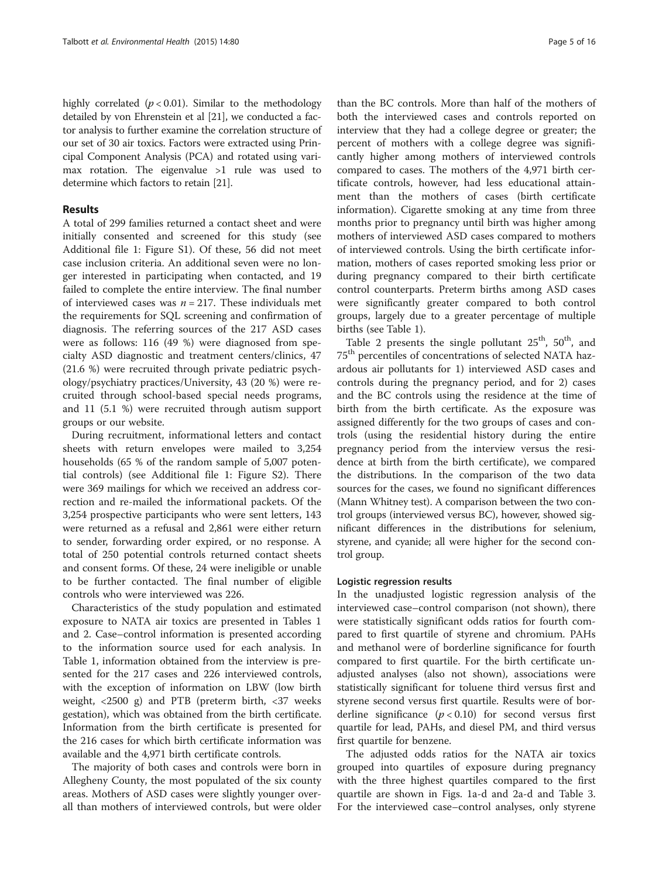highly correlated ($p < 0.01$). Similar to the methodology detailed by von Ehrenstein et al [21], we conducted a factor analysis to further examine the correlation structure of our set of 30 air toxics. Factors were extracted using Principal Component Analysis (PCA) and rotated using varimax rotation. The eigenvalue >1 rule was used to determine which factors to retain [21].

## Results

A total of 299 families returned a contact sheet and were initially consented and screened for this study (see Additional file 1: Figure S1). Of these, 56 did not meet case inclusion criteria. An additional seven were no longer interested in participating when contacted, and 19 failed to complete the entire interview. The final number of interviewed cases was $n = 217$. These individuals met the requirements for SQL screening and confirmation of diagnosis. The referring sources of the 217 ASD cases were as follows: 116 (49 %) were diagnosed from specialty ASD diagnostic and treatment centers/clinics, 47 (21.6 %) were recruited through private pediatric psychology/psychiatry practices/University, 43 (20 %) were recruited through school-based special needs programs, and 11 (5.1 %) were recruited through autism support groups or our website.

During recruitment, informational letters and contact sheets with return envelopes were mailed to 3,254 households (65 % of the random sample of 5,007 potential controls) (see Additional file 1: Figure S2). There were 369 mailings for which we received an address correction and re-mailed the informational packets. Of the 3,254 prospective participants who were sent letters, 143 were returned as a refusal and 2,861 were either return to sender, forwarding order expired, or no response. A total of 250 potential controls returned contact sheets and consent forms. Of these, 24 were ineligible or unable to be further contacted. The final number of eligible controls who were interviewed was 226.

Characteristics of the study population and estimated exposure to NATA air toxics are presented in Tables 1 and 2. Case–control information is presented according to the information source used for each analysis. In Table 1, information obtained from the interview is presented for the 217 cases and 226 interviewed controls, with the exception of information on LBW (low birth weight, <2500 g) and PTB (preterm birth, <37 weeks gestation), which was obtained from the birth certificate. Information from the birth certificate is presented for the 216 cases for which birth certificate information was available and the 4,971 birth certificate controls.

The majority of both cases and controls were born in Allegheny County, the most populated of the six county areas. Mothers of ASD cases were slightly younger overall than mothers of interviewed controls, but were older than the BC controls. More than half of the mothers of both the interviewed cases and controls reported on interview that they had a college degree or greater; the percent of mothers with a college degree was significantly higher among mothers of interviewed controls compared to cases. The mothers of the 4,971 birth certificate controls, however, had less educational attainment than the mothers of cases (birth certificate information). Cigarette smoking at any time from three months prior to pregnancy until birth was higher among mothers of interviewed ASD cases compared to mothers of interviewed controls. Using the birth certificate information, mothers of cases reported smoking less prior or during pregnancy compared to their birth certificate control counterparts. Preterm births among ASD cases were significantly greater compared to both control groups, largely due to a greater percentage of multiple births (see Table 1).

Table 2 presents the single pollutant $25^{th}$, $50^{th}$, and $75^{th}$ percentiles of concentrations of selected NATA hazardous air pollutants for 1) interviewed ASD cases and controls during the pregnancy period, and for 2) cases and the BC controls using the residence at the time of birth from the birth certificate. As the exposure was assigned differently for the two groups of cases and controls (using the residential history during the entire pregnancy period from the interview versus the residence at birth from the birth certificate), we compared the distributions. In the comparison of the two data sources for the cases, we found no significant differences (Mann Whitney test). A comparison between the two control groups (interviewed versus BC), however, showed significant differences in the distributions for selenium, styrene, and cyanide; all were higher for the second control group.

### Logistic regression results

In the unadjusted logistic regression analysis of the interviewed case–control comparison (not shown), there were statistically significant odds ratios for fourth compared to first quartile of styrene and chromium. PAHs and methanol were of borderline significance for fourth compared to first quartile. For the birth certificate unadjusted analyses (also not shown), associations were statistically significant for toluene third versus first and styrene second versus first quartile. Results were of borderline significance ($p < 0.10$) for second versus first quartile for lead, PAHs, and diesel PM, and third versus first quartile for benzene.

The adjusted odds ratios for the NATA air toxics grouped into quartiles of exposure during pregnancy with the three highest quartiles compared to the first quartile are shown in Figs. 1a-d and 2a-d and Table 3. For the interviewed case–control analyses, only styrene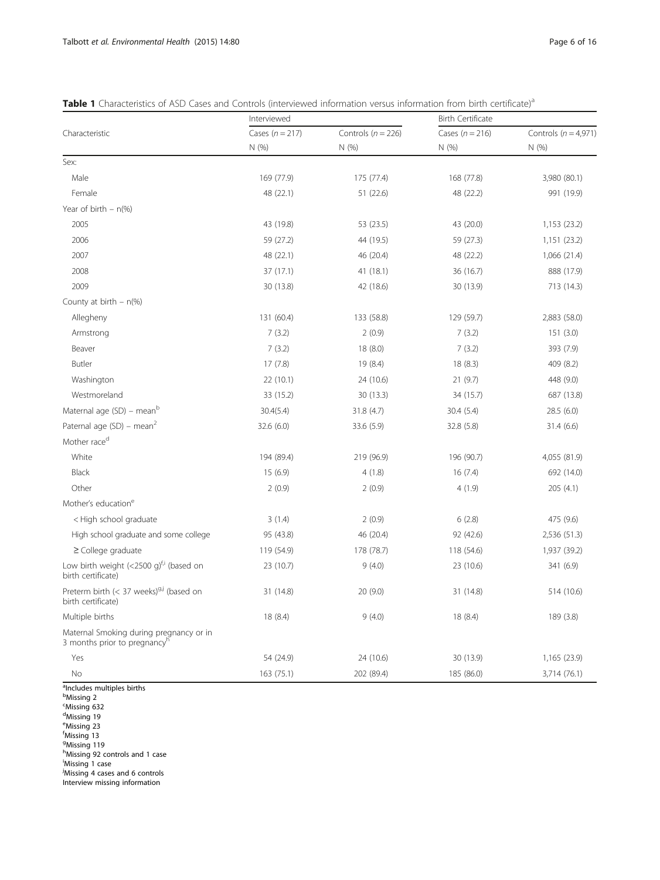**Table 1** Characteristics of ASD Cases and Controls (interviewed information versus information from birth certificate)[a]

| Characteristic | Interviewed | | Birth Certificate | |
|---|---|---|---|---|
| | Cases (*n* = 217) | Controls (*n* = 226) | Cases (*n* = 216) | Controls (*n* = 4,971) |
| | N (%) | N (%) | N (%) | N (%) |
| Sex: | | | | |
| Male | 169 (77.9) | 175 (77.4) | 168 (77.8) | 3,980 (80.1) |
| Female | 48 (22.1) | 51 (22.6) | 48 (22.2) | 991 (19.9) |
| Year of birth – n(%) | | | | |
| 2005 | 43 (19.8) | 53 (23.5) | 43 (20.0) | 1,153 (23.2) |
| 2006 | 59 (27.2) | 44 (19.5) | 59 (27.3) | 1,151 (23.2) |
| 2007 | 48 (22.1) | 46 (20.4) | 48 (22.2) | 1,066 (21.4) |
| 2008 | 37 (17.1) | 41 (18.1) | 36 (16.7) | 888 (17.9) |
| 2009 | 30 (13.8) | 42 (18.6) | 30 (13.9) | 713 (14.3) |
| County at birth – n(%) | | | | |
| Allegheny | 131 (60.4) | 133 (58.8) | 129 (59.7) | 2,883 (58.0) |
| Armstrong | 7 (3.2) | 2 (0.9) | 7 (3.2) | 151 (3.0) |
| Beaver | 7 (3.2) | 18 (8.0) | 7 (3.2) | 393 (7.9) |
| Butler | 17 (7.8) | 19 (8.4) | 18 (8.3) | 409 (8.2) |
| Washington | 22 (10.1) | 24 (10.6) | 21 (9.7) | 448 (9.0) |
| Westmoreland | 33 (15.2) | 30 (13.3) | 34 (15.7) | 687 (13.8) |
| Maternal age (SD) – mean[b] | 30.4(5.4) | 31.8 (4.7) | 30.4 (5.4) | 28.5 (6.0) |
| Paternal age (SD) – mean[2] | 32.6 (6.0) | 33.6 (5.9) | 32.8 (5.8) | 31.4 (6.6) |
| Mother race[d] | | | | |
| White | 194 (89.4) | 219 (96.9) | 196 (90.7) | 4,055 (81.9) |
| Black | 15 (6.9) | 4 (1.8) | 16 (7.4) | 692 (14.0) |
| Other | 2 (0.9) | 2 (0.9) | 4 (1.9) | 205 (4.1) |
| Mother's education[e] | | | | |
| < High school graduate | 3 (1.4) | 2 (0.9) | 6 (2.8) | 475 (9.6) |
| High school graduate and some college | 95 (43.8) | 46 (20.4) | 92 (42.6) | 2,536 (51.3) |
| ≥ College graduate | 119 (54.9) | 178 (78.7) | 118 (54.6) | 1,937 (39.2) |
| Low birth weight (<2500 g)[f,i] (based on birth certificate) | 23 (10.7) | 9 (4.0) | 23 (10.6) | 341 (6.9) |
| Preterm birth (< 37 weeks)[g,j] (based on birth certificate) | 31 (14.8) | 20 (9.0) | 31 (14.8) | 514 (10.6) |
| Multiple births | 18 (8.4) | 9 (4.0) | 18 (8.4) | 189 (3.8) |
| Maternal Smoking during pregnancy or in 3 months prior to pregnancy[h] | | | | |
| Yes | 54 (24.9) | 24 (10.6) | 30 (13.9) | 1,165 (23.9) |
| No | 163 (75.1) | 202 (89.4) | 185 (86.0) | 3,714 (76.1) |

[a]Includes multiples births
[b]Missing 2
[c]Missing 632
[d]Missing 19
[e]Missing 23
[f]Missing 13
[g]Missing 119
[h]Missing 92 controls and 1 case
[i]Missing 1 case
[j]Missing 4 cases and 6 controls
Interview missing information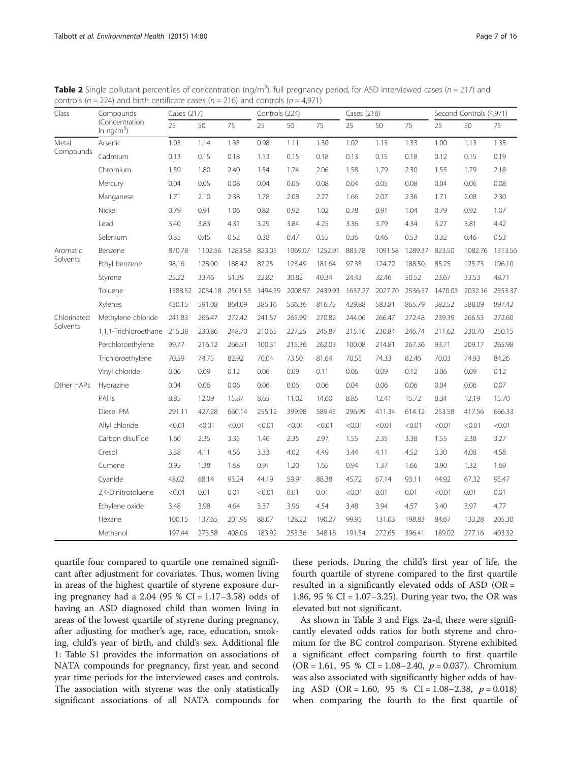**Table 2** Single pollutant percentiles of concentration (ng/m$^3$), full pregnancy period, for ASD interviewed cases ($n = 217$) and controls ($n = 224$) and birth certificate cases ($n = 216$) and controls ($n = 4,971$)

| Class | Compounds (Concentration ln ng/m$^3$) | Cases (217) | | | Controls (224) | | | Cases (216) | | | Second Controls (4,971) | | |
|---|---|---|---|---|---|---|---|---|---|---|---|---|---|
| | | 25 | 50 | 75 | 25 | 50 | 75 | 25 | 50 | 75 | 25 | 50 | 75 |
| Metal Compounds | Arsenic | 1.03 | 1.14 | 1.33 | 0.98 | 1.11 | 1.30 | 1.02 | 1.13 | 1.33 | 1.00 | 1.13 | 1.35 |
| | Cadmium | 0.13 | 0.15 | 0.18 | 1.13 | 0.15 | 0.18 | 0.13 | 0.15 | 0.18 | 0.12 | 0.15 | 0.19 |
| | Chromium | 1.59 | 1.80 | 2.40 | 1.54 | 1.74 | 2.06 | 1.58 | 1.79 | 2.30 | 1.55 | 1.79 | 2.18 |
| | Mercury | 0.04 | 0.05 | 0.08 | 0.04 | 0.06 | 0.08 | 0.04 | 0.05 | 0.08 | 0.04 | 0.06 | 0.08 |
| | Manganese | 1.71 | 2.10 | 2.38 | 1.78 | 2.08 | 2.27 | 1.66 | 2.07 | 2.36 | 1.71 | 2.08 | 2.30 |
| | Nickel | 0.79 | 0.91 | 1.06 | 0.82 | 0.92 | 1.02 | 0.78 | 0.91 | 1.04 | 0.79 | 0.92 | 1.07 |
| | Lead | 3.40 | 3.83 | 4.31 | 3.29 | 3.84 | 4.25 | 3.36 | 3.79 | 4.34 | 3.27 | 3.81 | 4.42 |
| | Selenium | 0.35 | 0.45 | 0.52 | 0.38 | 0.47 | 0.55 | 0.36 | 0.46 | 0.53 | 0.32 | 0.46 | 0.53 |
| Aromatic Solvents | Benzene | 870.78 | 1102.56 | 1283.58 | 823.05 | 1069.07 | 1252.91 | 883.78 | 1091.58 | 1289.37 | 823.50 | 1082.76 | 1313.56 |
| | Ethyl benzene | 98.16 | 128.00 | 188.42 | 87.25 | 123.49 | 181.64 | 97.35 | 124.72 | 188.50 | 85.25 | 125.73 | 196.10 |
| | Styrene | 25.22 | 33.46 | 51.39 | 22.82 | 30.82 | 40.34 | 24.43 | 32.46 | 50.52 | 23.67 | 33.53 | 48.71 |
| | Toluene | 1588.52 | 2034.18 | 2501.53 | 1494.39 | 2008.97 | 2439.93 | 1637.27 | 2027.70 | 2536.57 | 1470.03 | 2032.16 | 2553.37 |
| | Xylenes | 430.15 | 591.08 | 864.09 | 385.16 | 536.36 | 816.75 | 429.88 | 583.81 | 865.79 | 382.52 | 588.09 | 897.42 |
| Chlorinated Solvents | Methylene chloride | 241.83 | 266.47 | 272.42 | 241.57 | 265.99 | 270.82 | 244.06 | 266.47 | 272.48 | 239.39 | 266.53 | 272.60 |
| | 1,1,1-Trichloroethane | 215.38 | 230.86 | 248.70 | 210.65 | 227.25 | 245.87 | 215.16 | 230.84 | 246.74 | 211.62 | 230.70 | 250.15 |
| | Perchloroethylene | 99.77 | 216.12 | 266.51 | 100.31 | 215.36 | 262.03 | 100.08 | 214.81 | 267.36 | 93.71 | 209.17 | 265.98 |
| | Trichloroethylene | 70.59 | 74.75 | 82.92 | 70.04 | 73.50 | 81.64 | 70.55 | 74.33 | 82.46 | 70.03 | 74.93 | 84.26 |
| | Vinyl chloride | 0.06 | 0.09 | 0.12 | 0.06 | 0.09 | 0.11 | 0.06 | 0.09 | 0.12 | 0.06 | 0.09 | 0.12 |
| Other HAPs | Hydrazine | 0.04 | 0.06 | 0.06 | 0.06 | 0.06 | 0.06 | 0.04 | 0.06 | 0.06 | 0.04 | 0.06 | 0.07 |
| | PAHs | 8.85 | 12.09 | 15.87 | 8.65 | 11.02 | 14.60 | 8.85 | 12.41 | 15.72 | 8.34 | 12.19 | 15.70 |
| | Diesel PM | 291.11 | 427.28 | 660.14 | 255.12 | 399.98 | 589.45 | 296.99 | 411.34 | 614.12 | 253.58 | 417.56 | 666.33 |
| | Allyl chloride | <0.01 | <0.01 | <0.01 | <0.01 | <0.01 | <0.01 | <0.01 | <0.01 | <0.01 | <0.01 | <0.01 | <0.01 |
| | Carbon disulfide | 1.60 | 2.35 | 3.35 | 1.46 | 2.35 | 2.97 | 1.55 | 2.35 | 3.38 | 1.55 | 2.38 | 3.27 |
| | Cresol | 3.38 | 4.11 | 4.56 | 3.33 | 4.02 | 4.49 | 3.44 | 4.11 | 4.52 | 3.30 | 4.08 | 4.58 |
| | Cumene | 0.95 | 1.38 | 1.68 | 0.91 | 1.20 | 1.65 | 0.94 | 1.37 | 1.66 | 0.90 | 1.32 | 1.69 |
| | Cyanide | 48.02 | 68.14 | 93.24 | 44.19 | 59.91 | 88.38 | 45.72 | 67.14 | 93.11 | 44.92 | 67.32 | 95.47 |
| | 2,4-Dinitrotoluene | <0.01 | 0.01 | 0.01 | <0.01 | 0.01 | 0.01 | <0.01 | 0.01 | 0.01 | <0.01 | 0.01 | 0.01 |
| | Ethylene oxide | 3.48 | 3.98 | 4.64 | 3.37 | 3.96 | 4.54 | 3.48 | 3.94 | 4.57 | 3.40 | 3.97 | 4.77 |
| | Hexane | 100.15 | 137.65 | 201.95 | 88.07 | 128.22 | 190.27 | 99.95 | 131.03 | 198.83 | 84.67 | 133.28 | 205.30 |
| | Methanol | 197.44 | 273.58 | 408.06 | 183.92 | 253.36 | 348.18 | 191.54 | 272.65 | 396.41 | 189.02 | 277.16 | 403.32 |

quartile four compared to quartile one remained significant after adjustment for covariates. Thus, women living in areas of the highest quartile of styrene exposure during pregnancy had a 2.04 (95 % CI = 1.17–3.58) odds of having an ASD diagnosed child than women living in areas of the lowest quartile of styrene during pregnancy, after adjusting for mother's age, race, education, smoking, child's year of birth, and child's sex. Additional file 1: Table S1 provides the information on associations of NATA compounds for pregnancy, first year, and second year time periods for the interviewed cases and controls. The association with styrene was the only statistically significant associations of all NATA compounds for these periods. During the child's first year of life, the fourth quartile of styrene compared to the first quartile resulted in a significantly elevated odds of ASD (OR = 1.86, 95 % CI = 1.07–3.25). During year two, the OR was elevated but not significant.

As shown in Table 3 and Figs. 2a-d, there were significantly elevated odds ratios for both styrene and chromium for the BC control comparison. Styrene exhibited a significant effect comparing fourth to first quartile (OR = 1.61, 95 % CI = 1.08–2.40, $p = 0.037$). Chromium was also associated with significantly higher odds of having ASD (OR = 1.60, 95 % CI = 1.08–2.38, $p = 0.018$) when comparing the fourth to the first quartile of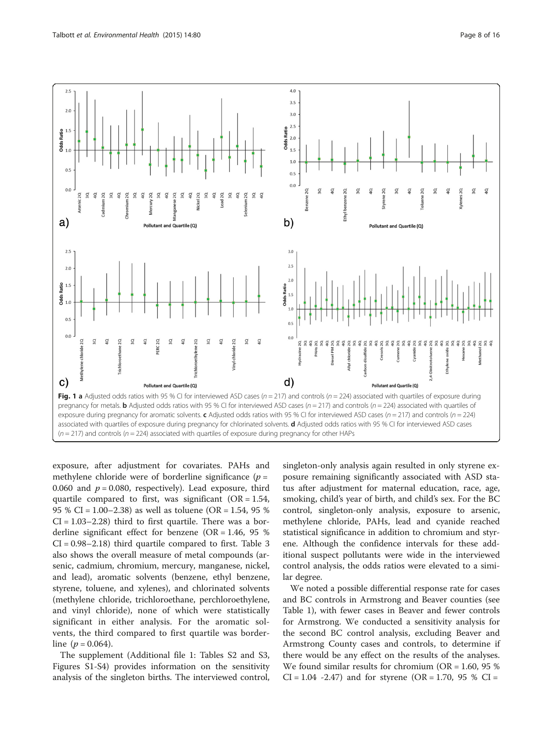Fig. 1 **a** Adjusted odds ratios with 95 % CI for interviewed ASD cases ($n = 217$) and controls ($n = 224$) associated with quartiles of exposure during pregnancy for metals. **b** Adjusted odds ratios with 95 % CI for interviewed ASD cases ($n = 217$) and controls ($n = 224$) associated with quartiles of exposure during pregnancy for aromatic solvents. **c** Adjusted odds ratios with 95 % CI for interviewed ASD cases ($n = 217$) and controls ($n = 224$) associated with quartiles of exposure during pregnancy for chlorinated solvents. **d** Adjusted odds ratios with 95 % CI for interviewed ASD cases ($n = 217$) and controls ($n = 224$) associated with quartiles of exposure during pregnancy for other HAPs

exposure, after adjustment for covariates. PAHs and methylene chloride were of borderline significance ($p = 0.060$ and $p = 0.080$, respectively). Lead exposure, third quartile compared to first, was significant (OR = 1.54, 95 % CI = 1.00–2.38) as well as toluene (OR = 1.54, 95 % CI = 1.03–2.28) third to first quartile. There was a borderline significant effect for benzene (OR = 1.46, 95 % CI = 0.98–2.18) third quartile compared to first. Table 3 also shows the overall measure of metal compounds (arsenic, cadmium, chromium, mercury, manganese, nickel, and lead), aromatic solvents (benzene, ethyl benzene, styrene, toluene, and xylenes), and chlorinated solvents (methylene chloride, trichloroethane, perchloroethylene, and vinyl chloride), none of which were statistically significant in either analysis. For the aromatic solvents, the third compared to first quartile was borderline ($p = 0.064$).

The supplement (Additional file 1: Tables S2 and S3, Figures S1-S4) provides information on the sensitivity analysis of the singleton births. The interviewed control, singleton-only analysis again resulted in only styrene exposure remaining significantly associated with ASD status after adjustment for maternal education, race, age, smoking, child's year of birth, and child's sex. For the BC control, singleton-only analysis, exposure to arsenic, methylene chloride, PAHs, lead and cyanide reached statistical significance in addition to chromium and styrene. Although the confidence intervals for these additional suspect pollutants were wide in the interviewed control analysis, the odds ratios were elevated to a similar degree.

We noted a possible differential response rate for cases and BC controls in Armstrong and Beaver counties (see Table 1), with fewer cases in Beaver and fewer controls for Armstrong. We conducted a sensitivity analysis for the second BC control analysis, excluding Beaver and Armstrong County cases and controls, to determine if there would be any effect on the results of the analyses. We found similar results for chromium (OR = 1.60, 95 % CI = 1.04 -2.47) and for styrene (OR = 1.70, 95 % CI =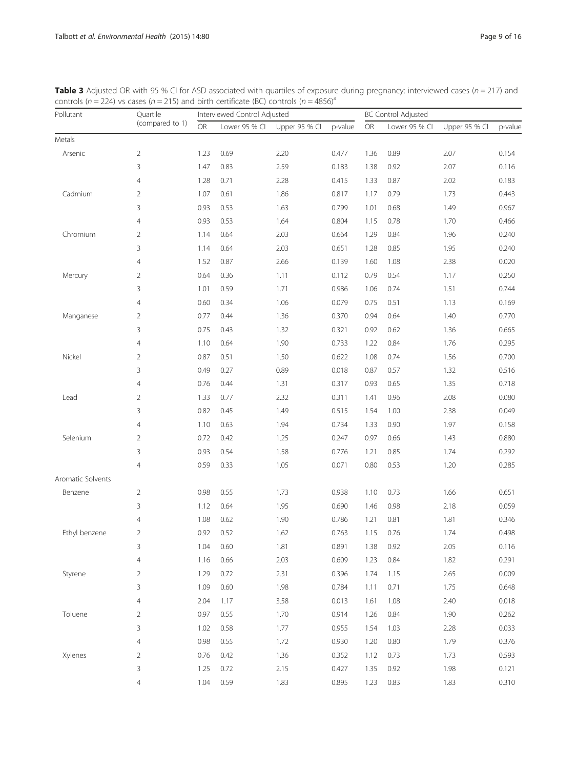**Table 3** Adjusted OR with 95 % CI for ASD associated with quartiles of exposure during pregnancy: interviewed cases ($n = 217$) and controls ($n = 224$) vs cases ($n = 215$) and birth certificate (BC) controls ($n = 4856$)[a]

| Pollutant | Quartile (compared to 1) | Interviewed Control Adjusted | | | | BC Control Adjusted | | | |
|---|---|---|---|---|---|---|---|---|---|
| | | OR | Lower 95 % CI | Upper 95 % CI | p-value | OR | Lower 95 % CI | Upper 95 % CI | p-value |
| Metals | | | | | | | | | |
| Arsenic | 2 | 1.23 | 0.69 | 2.20 | 0.477 | 1.36 | 0.89 | 2.07 | 0.154 |
| | 3 | 1.47 | 0.83 | 2.59 | 0.183 | 1.38 | 0.92 | 2.07 | 0.116 |
| | 4 | 1.28 | 0.71 | 2.28 | 0.415 | 1.33 | 0.87 | 2.02 | 0.183 |
| Cadmium | 2 | 1.07 | 0.61 | 1.86 | 0.817 | 1.17 | 0.79 | 1.73 | 0.443 |
| | 3 | 0.93 | 0.53 | 1.63 | 0.799 | 1.01 | 0.68 | 1.49 | 0.967 |
| | 4 | 0.93 | 0.53 | 1.64 | 0.804 | 1.15 | 0.78 | 1.70 | 0.466 |
| Chromium | 2 | 1.14 | 0.64 | 2.03 | 0.664 | 1.29 | 0.84 | 1.96 | 0.240 |
| | 3 | 1.14 | 0.64 | 2.03 | 0.651 | 1.28 | 0.85 | 1.95 | 0.240 |
| | 4 | 1.52 | 0.87 | 2.66 | 0.139 | 1.60 | 1.08 | 2.38 | 0.020 |
| Mercury | 2 | 0.64 | 0.36 | 1.11 | 0.112 | 0.79 | 0.54 | 1.17 | 0.250 |
| | 3 | 1.01 | 0.59 | 1.71 | 0.986 | 1.06 | 0.74 | 1.51 | 0.744 |
| | 4 | 0.60 | 0.34 | 1.06 | 0.079 | 0.75 | 0.51 | 1.13 | 0.169 |
| Manganese | 2 | 0.77 | 0.44 | 1.36 | 0.370 | 0.94 | 0.64 | 1.40 | 0.770 |
| | 3 | 0.75 | 0.43 | 1.32 | 0.321 | 0.92 | 0.62 | 1.36 | 0.665 |
| | 4 | 1.10 | 0.64 | 1.90 | 0.733 | 1.22 | 0.84 | 1.76 | 0.295 |
| Nickel | 2 | 0.87 | 0.51 | 1.50 | 0.622 | 1.08 | 0.74 | 1.56 | 0.700 |
| | 3 | 0.49 | 0.27 | 0.89 | 0.018 | 0.87 | 0.57 | 1.32 | 0.516 |
| | 4 | 0.76 | 0.44 | 1.31 | 0.317 | 0.93 | 0.65 | 1.35 | 0.718 |
| Lead | 2 | 1.33 | 0.77 | 2.32 | 0.311 | 1.41 | 0.96 | 2.08 | 0.080 |
| | 3 | 0.82 | 0.45 | 1.49 | 0.515 | 1.54 | 1.00 | 2.38 | 0.049 |
| | 4 | 1.10 | 0.63 | 1.94 | 0.734 | 1.33 | 0.90 | 1.97 | 0.158 |
| Selenium | 2 | 0.72 | 0.42 | 1.25 | 0.247 | 0.97 | 0.66 | 1.43 | 0.880 |
| | 3 | 0.93 | 0.54 | 1.58 | 0.776 | 1.21 | 0.85 | 1.74 | 0.292 |
| | 4 | 0.59 | 0.33 | 1.05 | 0.071 | 0.80 | 0.53 | 1.20 | 0.285 |
| Aromatic Solvents | | | | | | | | | |
| Benzene | 2 | 0.98 | 0.55 | 1.73 | 0.938 | 1.10 | 0.73 | 1.66 | 0.651 |
| | 3 | 1.12 | 0.64 | 1.95 | 0.690 | 1.46 | 0.98 | 2.18 | 0.059 |
| | 4 | 1.08 | 0.62 | 1.90 | 0.786 | 1.21 | 0.81 | 1.81 | 0.346 |
| Ethyl benzene | 2 | 0.92 | 0.52 | 1.62 | 0.763 | 1.15 | 0.76 | 1.74 | 0.498 |
| | 3 | 1.04 | 0.60 | 1.81 | 0.891 | 1.38 | 0.92 | 2.05 | 0.116 |
| | 4 | 1.16 | 0.66 | 2.03 | 0.609 | 1.23 | 0.84 | 1.82 | 0.291 |
| Styrene | 2 | 1.29 | 0.72 | 2.31 | 0.396 | 1.74 | 1.15 | 2.65 | 0.009 |
| | 3 | 1.09 | 0.60 | 1.98 | 0.784 | 1.11 | 0.71 | 1.75 | 0.648 |
| | 4 | 2.04 | 1.17 | 3.58 | 0.013 | 1.61 | 1.08 | 2.40 | 0.018 |
| Toluene | 2 | 0.97 | 0.55 | 1.70 | 0.914 | 1.26 | 0.84 | 1.90 | 0.262 |
| | 3 | 1.02 | 0.58 | 1.77 | 0.955 | 1.54 | 1.03 | 2.28 | 0.033 |
| | 4 | 0.98 | 0.55 | 1.72 | 0.930 | 1.20 | 0.80 | 1.79 | 0.376 |
| Xylenes | 2 | 0.76 | 0.42 | 1.36 | 0.352 | 1.12 | 0.73 | 1.73 | 0.593 |
| | 3 | 1.25 | 0.72 | 2.15 | 0.427 | 1.35 | 0.92 | 1.98 | 0.121 |
| | 4 | 1.04 | 0.59 | 1.83 | 0.895 | 1.23 | 0.83 | 1.83 | 0.310 |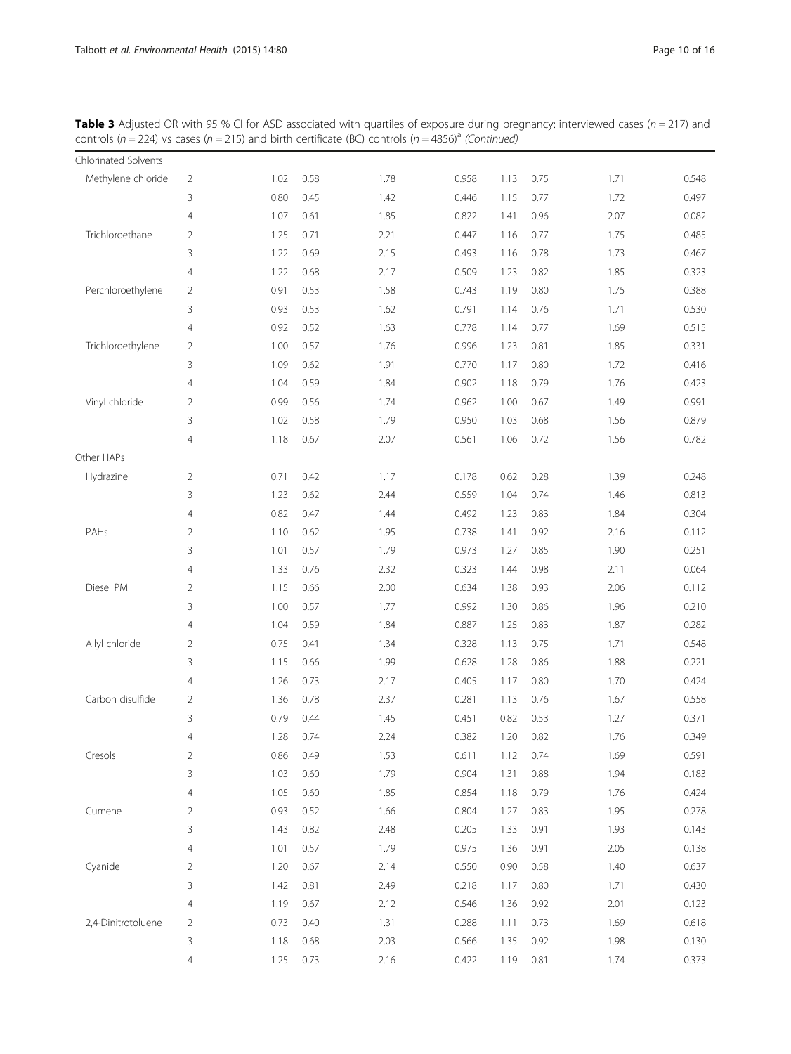**Table 3** Adjusted OR with 95 % CI for ASD associated with quartiles of exposure during pregnancy: interviewed cases ($n = 217$) and controls ($n = 224$) vs cases ($n = 215$) and birth certificate (BC) controls ($n = 4856$)[a] *(Continued)*

| | | | | | | | | | |
|---|---|---|---|---|---|---|---|---|---|
| Chlorinated Solvents | | | | | | | | | |
| Methylene chloride | 2 | 1.02 | 0.58 | 1.78 | 0.958 | 1.13 | 0.75 | 1.71 | 0.548 |
| | 3 | 0.80 | 0.45 | 1.42 | 0.446 | 1.15 | 0.77 | 1.72 | 0.497 |
| | 4 | 1.07 | 0.61 | 1.85 | 0.822 | 1.41 | 0.96 | 2.07 | 0.082 |
| Trichloroethane | 2 | 1.25 | 0.71 | 2.21 | 0.447 | 1.16 | 0.77 | 1.75 | 0.485 |
| | 3 | 1.22 | 0.69 | 2.15 | 0.493 | 1.16 | 0.78 | 1.73 | 0.467 |
| | 4 | 1.22 | 0.68 | 2.17 | 0.509 | 1.23 | 0.82 | 1.85 | 0.323 |
| Perchloroethylene | 2 | 0.91 | 0.53 | 1.58 | 0.743 | 1.19 | 0.80 | 1.75 | 0.388 |
| | 3 | 0.93 | 0.53 | 1.62 | 0.791 | 1.14 | 0.76 | 1.71 | 0.530 |
| | 4 | 0.92 | 0.52 | 1.63 | 0.778 | 1.14 | 0.77 | 1.69 | 0.515 |
| Trichloroethylene | 2 | 1.00 | 0.57 | 1.76 | 0.996 | 1.23 | 0.81 | 1.85 | 0.331 |
| | 3 | 1.09 | 0.62 | 1.91 | 0.770 | 1.17 | 0.80 | 1.72 | 0.416 |
| | 4 | 1.04 | 0.59 | 1.84 | 0.902 | 1.18 | 0.79 | 1.76 | 0.423 |
| Vinyl chloride | 2 | 0.99 | 0.56 | 1.74 | 0.962 | 1.00 | 0.67 | 1.49 | 0.991 |
| | 3 | 1.02 | 0.58 | 1.79 | 0.950 | 1.03 | 0.68 | 1.56 | 0.879 |
| | 4 | 1.18 | 0.67 | 2.07 | 0.561 | 1.06 | 0.72 | 1.56 | 0.782 |
| Other HAPs | | | | | | | | | |
| Hydrazine | 2 | 0.71 | 0.42 | 1.17 | 0.178 | 0.62 | 0.28 | 1.39 | 0.248 |
| | 3 | 1.23 | 0.62 | 2.44 | 0.559 | 1.04 | 0.74 | 1.46 | 0.813 |
| | 4 | 0.82 | 0.47 | 1.44 | 0.492 | 1.23 | 0.83 | 1.84 | 0.304 |
| PAHs | 2 | 1.10 | 0.62 | 1.95 | 0.738 | 1.41 | 0.92 | 2.16 | 0.112 |
| | 3 | 1.01 | 0.57 | 1.79 | 0.973 | 1.27 | 0.85 | 1.90 | 0.251 |
| | 4 | 1.33 | 0.76 | 2.32 | 0.323 | 1.44 | 0.98 | 2.11 | 0.064 |
| Diesel PM | 2 | 1.15 | 0.66 | 2.00 | 0.634 | 1.38 | 0.93 | 2.06 | 0.112 |
| | 3 | 1.00 | 0.57 | 1.77 | 0.992 | 1.30 | 0.86 | 1.96 | 0.210 |
| | 4 | 1.04 | 0.59 | 1.84 | 0.887 | 1.25 | 0.83 | 1.87 | 0.282 |
| Allyl chloride | 2 | 0.75 | 0.41 | 1.34 | 0.328 | 1.13 | 0.75 | 1.71 | 0.548 |
| | 3 | 1.15 | 0.66 | 1.99 | 0.628 | 1.28 | 0.86 | 1.88 | 0.221 |
| | 4 | 1.26 | 0.73 | 2.17 | 0.405 | 1.17 | 0.80 | 1.70 | 0.424 |
| Carbon disulfide | 2 | 1.36 | 0.78 | 2.37 | 0.281 | 1.13 | 0.76 | 1.67 | 0.558 |
| | 3 | 0.79 | 0.44 | 1.45 | 0.451 | 0.82 | 0.53 | 1.27 | 0.371 |
| | 4 | 1.28 | 0.74 | 2.24 | 0.382 | 1.20 | 0.82 | 1.76 | 0.349 |
| Cresols | 2 | 0.86 | 0.49 | 1.53 | 0.611 | 1.12 | 0.74 | 1.69 | 0.591 |
| | 3 | 1.03 | 0.60 | 1.79 | 0.904 | 1.31 | 0.88 | 1.94 | 0.183 |
| | 4 | 1.05 | 0.60 | 1.85 | 0.854 | 1.18 | 0.79 | 1.76 | 0.424 |
| Cumene | 2 | 0.93 | 0.52 | 1.66 | 0.804 | 1.27 | 0.83 | 1.95 | 0.278 |
| | 3 | 1.43 | 0.82 | 2.48 | 0.205 | 1.33 | 0.91 | 1.93 | 0.143 |
| | 4 | 1.01 | 0.57 | 1.79 | 0.975 | 1.36 | 0.91 | 2.05 | 0.138 |
| Cyanide | 2 | 1.20 | 0.67 | 2.14 | 0.550 | 0.90 | 0.58 | 1.40 | 0.637 |
| | 3 | 1.42 | 0.81 | 2.49 | 0.218 | 1.17 | 0.80 | 1.71 | 0.430 |
| | 4 | 1.19 | 0.67 | 2.12 | 0.546 | 1.36 | 0.92 | 2.01 | 0.123 |
| 2,4-Dinitrotoluene | 2 | 0.73 | 0.40 | 1.31 | 0.288 | 1.11 | 0.73 | 1.69 | 0.618 |
| | 3 | 1.18 | 0.68 | 2.03 | 0.566 | 1.35 | 0.92 | 1.98 | 0.130 |
| | 4 | 1.25 | 0.73 | 2.16 | 0.422 | 1.19 | 0.81 | 1.74 | 0.373 |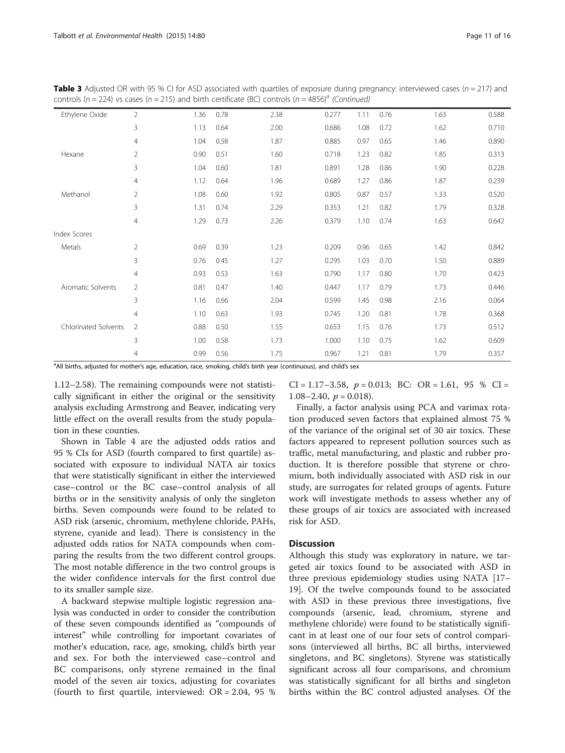**Table 3** Adjusted OR with 95 % CI for ASD associated with quartiles of exposure during pregnancy: interviewed cases ($n = 217$) and controls ($n = 224$) vs cases ($n = 215$) and birth certificate (BC) controls ($n = 4856$)[a] *(Continued)*

| | | | | | | | | | |
|---|---|---|---|---|---|---|---|---|---|
| Ethylene Oxide | 2 | 1.36 | 0.78 | 2.38 | 0.277 | 1.11 | 0.76 | 1.63 | 0.588 |
| | 3 | 1.13 | 0.64 | 2.00 | 0.686 | 1.08 | 0.72 | 1.62 | 0.710 |
| | 4 | 1.04 | 0.58 | 1.87 | 0.885 | 0.97 | 0.65 | 1.46 | 0.890 |
| Hexane | 2 | 0.90 | 0.51 | 1.60 | 0.718 | 1.23 | 0.82 | 1.85 | 0.313 |
| | 3 | 1.04 | 0.60 | 1.81 | 0.891 | 1.28 | 0.86 | 1.90 | 0.228 |
| | 4 | 1.12 | 0.64 | 1.96 | 0.689 | 1.27 | 0.86 | 1.87 | 0.239 |
| Methanol | 2 | 1.08 | 0.60 | 1.92 | 0.805 | 0.87 | 0.57 | 1.33 | 0.520 |
| | 3 | 1.31 | 0.74 | 2.29 | 0.353 | 1.21 | 0.82 | 1.79 | 0.328 |
| | 4 | 1.29 | 0.73 | 2.26 | 0.379 | 1.10 | 0.74 | 1.63 | 0.642 |
| Index Scores | | | | | | | | | |
| Metals | 2 | 0.69 | 0.39 | 1.23 | 0.209 | 0.96 | 0.65 | 1.42 | 0.842 |
| | 3 | 0.76 | 0.45 | 1.27 | 0.295 | 1.03 | 0.70 | 1.50 | 0.889 |
| | 4 | 0.93 | 0.53 | 1.63 | 0.790 | 1.17 | 0.80 | 1.70 | 0.423 |
| Aromatic Solvents | 2 | 0.81 | 0.47 | 1.40 | 0.447 | 1.17 | 0.79 | 1.73 | 0.446 |
| | 3 | 1.16 | 0.66 | 2.04 | 0.599 | 1.45 | 0.98 | 2.16 | 0.064 |
| | 4 | 1.10 | 0.63 | 1.93 | 0.745 | 1.20 | 0.81 | 1.78 | 0.368 |
| Chlorinated Solvents | 2 | 0.88 | 0.50 | 1.55 | 0.653 | 1.15 | 0.76 | 1.73 | 0.512 |
| | 3 | 1.00 | 0.58 | 1.73 | 1.000 | 1.10 | 0.75 | 1.62 | 0.609 |
| | 4 | 0.99 | 0.56 | 1.75 | 0.967 | 1.21 | 0.81 | 1.79 | 0.357 |

[a]All births, adjusted for mother's age, education, race, smoking, child's birth year (continuous), and child's sex

1.12–2.58). The remaining compounds were not statistically significant in either the original or the sensitivity analysis excluding Armstrong and Beaver, indicating very little effect on the overall results from the study population in these counties.

Shown in Table 4 are the adjusted odds ratios and 95 % CIs for ASD (fourth compared to first quartile) associated with exposure to individual NATA air toxics that were statistically significant in either the interviewed case–control or the BC case–control analysis of all births or in the sensitivity analysis of only the singleton births. Seven compounds were found to be related to ASD risk (arsenic, chromium, methylene chloride, PAHs, styrene, cyanide and lead). There is consistency in the adjusted odds ratios for NATA compounds when comparing the results from the two different control groups. The most notable difference in the two control groups is the wider confidence intervals for the first control due to its smaller sample size.

A backward stepwise multiple logistic regression analysis was conducted in order to consider the contribution of these seven compounds identified as "compounds of interest" while controlling for important covariates of mother's education, race, age, smoking, child's birth year and sex. For both the interviewed case–control and BC comparisons, only styrene remained in the final model of the seven air toxics, adjusting for covariates (fourth to first quartile, interviewed: OR = 2.04, 95 % CI = 1.17–3.58, $p = 0.013$; BC: OR = 1.61, 95 % CI = 1.08–2.40, $p = 0.018$).

Finally, a factor analysis using PCA and varimax rotation produced seven factors that explained almost 75 % of the variance of the original set of 30 air toxics. These factors appeared to represent pollution sources such as traffic, metal manufacturing, and plastic and rubber production. It is therefore possible that styrene or chromium, both individually associated with ASD risk in our study, are surrogates for related groups of agents. Future work will investigate methods to assess whether any of these groups of air toxics are associated with increased risk for ASD.

## Discussion

Although this study was exploratory in nature, we targeted air toxics found to be associated with ASD in three previous epidemiology studies using NATA [17–19]. Of the twelve compounds found to be associated with ASD in these previous three investigations, five compounds (arsenic, lead, chromium, styrene and methylene chloride) were found to be statistically significant in at least one of our four sets of control comparisons (interviewed all births, BC all births, interviewed singletons, and BC singletons). Styrene was statistically significant across all four comparisons, and chromium was statistically significant for all births and singleton births within the BC control adjusted analyses. Of the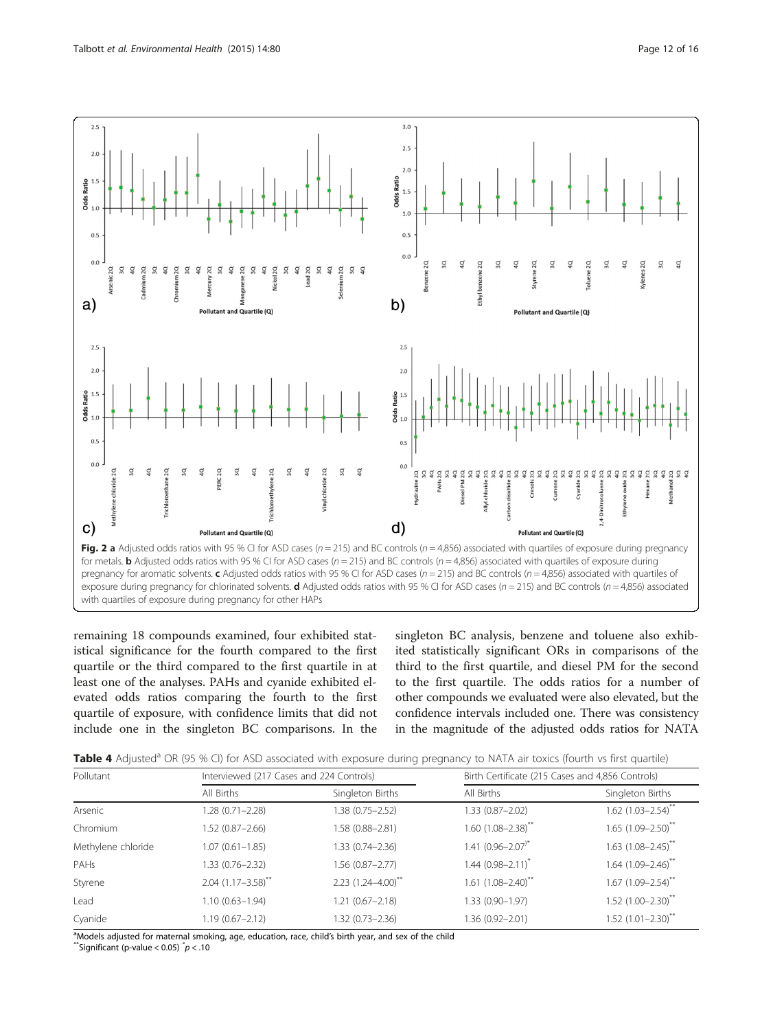Fig. 2 **a** Adjusted odds ratios with 95 % CI for ASD cases (*n* = 215) and BC controls (*n* = 4,856) associated with quartiles of exposure during pregnancy for metals. **b** Adjusted odds ratios with 95 % CI for ASD cases (*n* = 215) and BC controls (*n* = 4,856) associated with quartiles of exposure during pregnancy for aromatic solvents. **c** Adjusted odds ratios with 95 % CI for ASD cases (*n* = 215) and BC controls (*n* = 4,856) associated with quartiles of exposure during pregnancy for chlorinated solvents. **d** Adjusted odds ratios with 95 % CI for ASD cases (*n* = 215) and BC controls (*n* = 4,856) associated with quartiles of exposure during pregnancy for other HAPs

remaining 18 compounds examined, four exhibited statistical significance for the fourth compared to the first quartile or the third compared to the first quartile in at least one of the analyses. PAHs and cyanide exhibited elevated odds ratios comparing the fourth to the first quartile of exposure, with confidence limits that did not include one in the singleton BC comparisons. In the singleton BC analysis, benzene and toluene also exhibited statistically significant ORs in comparisons of the third to the first quartile, and diesel PM for the second to the first quartile. The odds ratios for a number of other compounds we evaluated were also elevated, but the confidence intervals included one. There was consistency in the magnitude of the adjusted odds ratios for NATA

**Table 4** Adjusted[a] OR (95 % CI) for ASD associated with exposure during pregnancy to NATA air toxics (fourth vs first quartile)

| Pollutant | Interviewed (217 Cases and 224 Controls) | | Birth Certificate (215 Cases and 4,856 Controls) | |
|---|---|---|---|---|
| | All Births | Singleton Births | All Births | Singleton Births |
| Arsenic | 1.28 (0.71–2.28) | 1.38 (0.75–2.52) | 1.33 (0.87–2.02) | 1.62 (1.03–2.54)** |
| Chromium | 1.52 (0.87–2.66) | 1.58 (0.88–2.81) | 1.60 (1.08–2.38)** | 1.65 (1.09–2.50)** |
| Methylene chloride | 1.07 (0.61–1.85) | 1.33 (0.74–2.36) | 1.41 (0.96–2.07)* | 1.63 (1.08–2.45)** |
| PAHs | 1.33 (0.76–2.32) | 1.56 (0.87–2.77) | 1.44 (0.98–2.11)* | 1.64 (1.09–2.46)** |
| Styrene | 2.04 (1.17–3.58)** | 2.23 (1.24–4.00)** | 1.61 (1.08–2.40)** | 1.67 (1.09–2.54)** |
| Lead | 1.10 (0.63–1.94) | 1.21 (0.67–2.18) | 1.33 (0.90–1.97) | 1.52 (1.00–2.30)** |
| Cyanide | 1.19 (0.67–2.12) | 1.32 (0.73–2.36) | 1.36 (0.92–2.01) | 1.52 (1.01–2.30)** |

[a]Models adjusted for maternal smoking, age, education, race, child's birth year, and sex of the child
**Significant (p-value < 0.05) *$p < .10$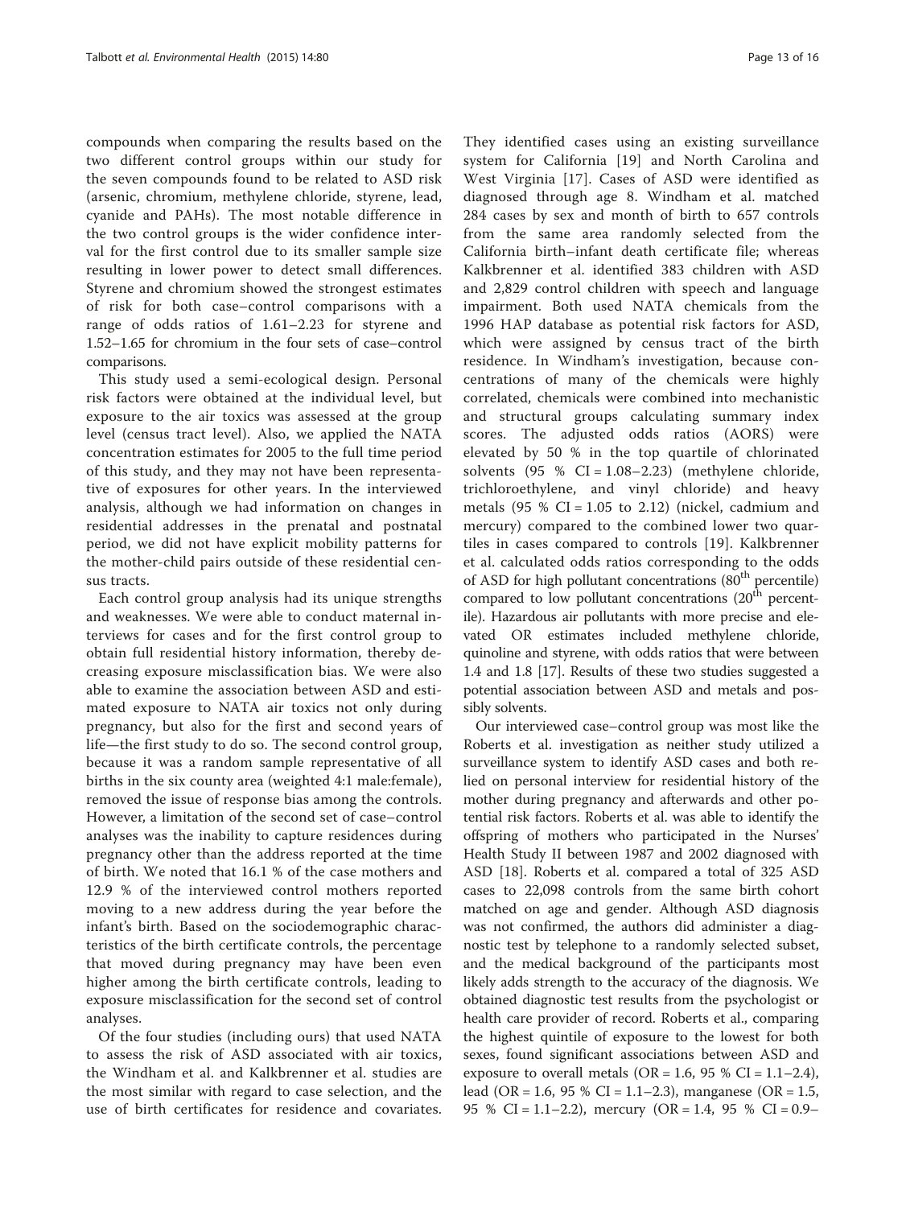compounds when comparing the results based on the two different control groups within our study for the seven compounds found to be related to ASD risk (arsenic, chromium, methylene chloride, styrene, lead, cyanide and PAHs). The most notable difference in the two control groups is the wider confidence interval for the first control due to its smaller sample size resulting in lower power to detect small differences. Styrene and chromium showed the strongest estimates of risk for both case–control comparisons with a range of odds ratios of 1.61–2.23 for styrene and 1.52–1.65 for chromium in the four sets of case–control comparisons.

This study used a semi-ecological design. Personal risk factors were obtained at the individual level, but exposure to the air toxics was assessed at the group level (census tract level). Also, we applied the NATA concentration estimates for 2005 to the full time period of this study, and they may not have been representative of exposures for other years. In the interviewed analysis, although we had information on changes in residential addresses in the prenatal and postnatal period, we did not have explicit mobility patterns for the mother-child pairs outside of these residential census tracts.

Each control group analysis had its unique strengths and weaknesses. We were able to conduct maternal interviews for cases and for the first control group to obtain full residential history information, thereby decreasing exposure misclassification bias. We were also able to examine the association between ASD and estimated exposure to NATA air toxics not only during pregnancy, but also for the first and second years of life—the first study to do so. The second control group, because it was a random sample representative of all births in the six county area (weighted 4:1 male:female), removed the issue of response bias among the controls. However, a limitation of the second set of case–control analyses was the inability to capture residences during pregnancy other than the address reported at the time of birth. We noted that 16.1 % of the case mothers and 12.9 % of the interviewed control mothers reported moving to a new address during the year before the infant's birth. Based on the sociodemographic characteristics of the birth certificate controls, the percentage that moved during pregnancy may have been even higher among the birth certificate controls, leading to exposure misclassification for the second set of control analyses.

Of the four studies (including ours) that used NATA to assess the risk of ASD associated with air toxics, the Windham et al. and Kalkbrenner et al. studies are the most similar with regard to case selection, and the use of birth certificates for residence and covariates. They identified cases using an existing surveillance system for California [19] and North Carolina and West Virginia [17]. Cases of ASD were identified as diagnosed through age 8. Windham et al. matched 284 cases by sex and month of birth to 657 controls from the same area randomly selected from the California birth–infant death certificate file; whereas Kalkbrenner et al. identified 383 children with ASD and 2,829 control children with speech and language impairment. Both used NATA chemicals from the 1996 HAP database as potential risk factors for ASD, which were assigned by census tract of the birth residence. In Windham's investigation, because concentrations of many of the chemicals were highly correlated, chemicals were combined into mechanistic and structural groups calculating summary index scores. The adjusted odds ratios (AORS) were elevated by 50 % in the top quartile of chlorinated solvents (95 % CI = 1.08–2.23) (methylene chloride, trichloroethylene, and vinyl chloride) and heavy metals (95 % CI = 1.05 to 2.12) (nickel, cadmium and mercury) compared to the combined lower two quartiles in cases compared to controls [19]. Kalkbrenner et al. calculated odds ratios corresponding to the odds of ASD for high pollutant concentrations ($80^{th}$ percentile) compared to low pollutant concentrations ($20^{th}$ percentile). Hazardous air pollutants with more precise and elevated OR estimates included methylene chloride, quinoline and styrene, with odds ratios that were between 1.4 and 1.8 [17]. Results of these two studies suggested a potential association between ASD and metals and possibly solvents.

Our interviewed case–control group was most like the Roberts et al. investigation as neither study utilized a surveillance system to identify ASD cases and both relied on personal interview for residential history of the mother during pregnancy and afterwards and other potential risk factors. Roberts et al. was able to identify the offspring of mothers who participated in the Nurses' Health Study II between 1987 and 2002 diagnosed with ASD [18]. Roberts et al. compared a total of 325 ASD cases to 22,098 controls from the same birth cohort matched on age and gender. Although ASD diagnosis was not confirmed, the authors did administer a diagnostic test by telephone to a randomly selected subset, and the medical background of the participants most likely adds strength to the accuracy of the diagnosis. We obtained diagnostic test results from the psychologist or health care provider of record. Roberts et al., comparing the highest quintile of exposure to the lowest for both sexes, found significant associations between ASD and exposure to overall metals (OR = 1.6, 95 % CI = 1.1–2.4), lead (OR = 1.6, 95 % CI = 1.1–2.3), manganese (OR = 1.5, 95 % CI = 1.1–2.2), mercury (OR = 1.4, 95 % CI = 0.9–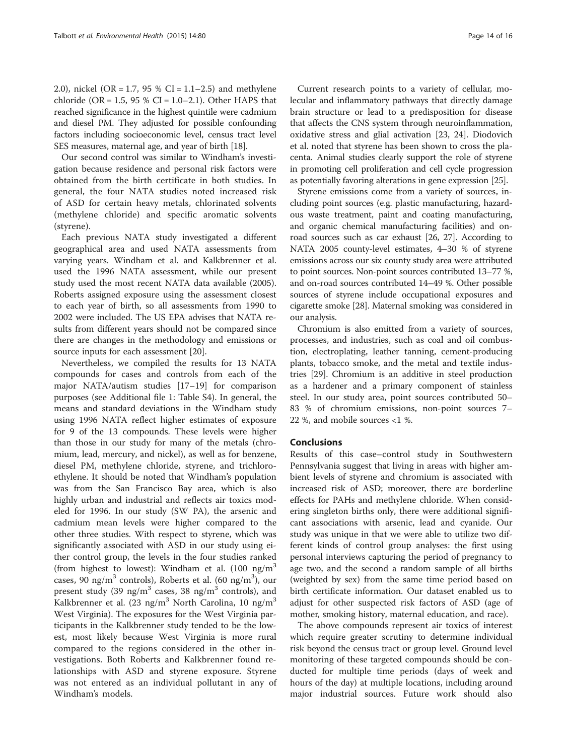2.0), nickel (OR = 1.7, 95 % CI = 1.1–2.5) and methylene chloride (OR = 1.5, 95 % CI = 1.0–2.1). Other HAPS that reached significance in the highest quintile were cadmium and diesel PM. They adjusted for possible confounding factors including socioeconomic level, census tract level SES measures, maternal age, and year of birth [18].

Our second control was similar to Windham's investigation because residence and personal risk factors were obtained from the birth certificate in both studies. In general, the four NATA studies noted increased risk of ASD for certain heavy metals, chlorinated solvents (methylene chloride) and specific aromatic solvents (styrene).

Each previous NATA study investigated a different geographical area and used NATA assessments from varying years. Windham et al. and Kalkbrenner et al. used the 1996 NATA assessment, while our present study used the most recent NATA data available (2005). Roberts assigned exposure using the assessment closest to each year of birth, so all assessments from 1990 to 2002 were included. The US EPA advises that NATA results from different years should not be compared since there are changes in the methodology and emissions or source inputs for each assessment [20].

Nevertheless, we compiled the results for 13 NATA compounds for cases and controls from each of the major NATA/autism studies [17–19] for comparison purposes (see Additional file 1: Table S4). In general, the means and standard deviations in the Windham study using 1996 NATA reflect higher estimates of exposure for 9 of the 13 compounds. These levels were higher than those in our study for many of the metals (chromium, lead, mercury, and nickel), as well as for benzene, diesel PM, methylene chloride, styrene, and trichloroethylene. It should be noted that Windham's population was from the San Francisco Bay area, which is also highly urban and industrial and reflects air toxics modeled for 1996. In our study (SW PA), the arsenic and cadmium mean levels were higher compared to the other three studies. With respect to styrene, which was significantly associated with ASD in our study using either control group, the levels in the four studies ranked (from highest to lowest): Windham et al. (100 ng/m$^3$ cases, 90 ng/m$^3$ controls), Roberts et al. (60 ng/m$^3$), our present study (39 ng/m$^3$ cases, 38 ng/m$^3$ controls), and Kalkbrenner et al. (23 ng/m$^3$ North Carolina, 10 ng/m$^3$ West Virginia). The exposures for the West Virginia participants in the Kalkbrenner study tended to be the lowest, most likely because West Virginia is more rural compared to the regions considered in the other investigations. Both Roberts and Kalkbrenner found relationships with ASD and styrene exposure. Styrene was not entered as an individual pollutant in any of Windham's models.

Current research points to a variety of cellular, molecular and inflammatory pathways that directly damage brain structure or lead to a predisposition for disease that affects the CNS system through neuroinflammation, oxidative stress and glial activation [23, 24]. Diodovich et al. noted that styrene has been shown to cross the placenta. Animal studies clearly support the role of styrene in promoting cell proliferation and cell cycle progression as potentially favoring alterations in gene expression [25].

Styrene emissions come from a variety of sources, including point sources (e.g. plastic manufacturing, hazardous waste treatment, paint and coating manufacturing, and organic chemical manufacturing facilities) and on-road sources such as car exhaust [26, 27]. According to NATA 2005 county-level estimates, 4–30 % of styrene emissions across our six county study area were attributed to point sources. Non-point sources contributed 13–77 %, and on-road sources contributed 14–49 %. Other possible sources of styrene include occupational exposures and cigarette smoke [28]. Maternal smoking was considered in our analysis.

Chromium is also emitted from a variety of sources, processes, and industries, such as coal and oil combustion, electroplating, leather tanning, cement-producing plants, tobacco smoke, and the metal and textile industries [29]. Chromium is an additive in steel production as a hardener and a primary component of stainless steel. In our study area, point sources contributed 50–83 % of chromium emissions, non-point sources 7–22 %, and mobile sources <1 %.

## Conclusions

Results of this case–control study in Southwestern Pennsylvania suggest that living in areas with higher ambient levels of styrene and chromium is associated with increased risk of ASD; moreover, there are borderline effects for PAHs and methylene chloride. When considering singleton births only, there were additional significant associations with arsenic, lead and cyanide. Our study was unique in that we were able to utilize two different kinds of control group analyses: the first using personal interviews capturing the period of pregnancy to age two, and the second a random sample of all births (weighted by sex) from the same time period based on birth certificate information. Our dataset enabled us to adjust for other suspected risk factors of ASD (age of mother, smoking history, maternal education, and race).

The above compounds represent air toxics of interest which require greater scrutiny to determine individual risk beyond the census tract or group level. Ground level monitoring of these targeted compounds should be conducted for multiple time periods (days of week and hours of the day) at multiple locations, including around major industrial sources. Future work should also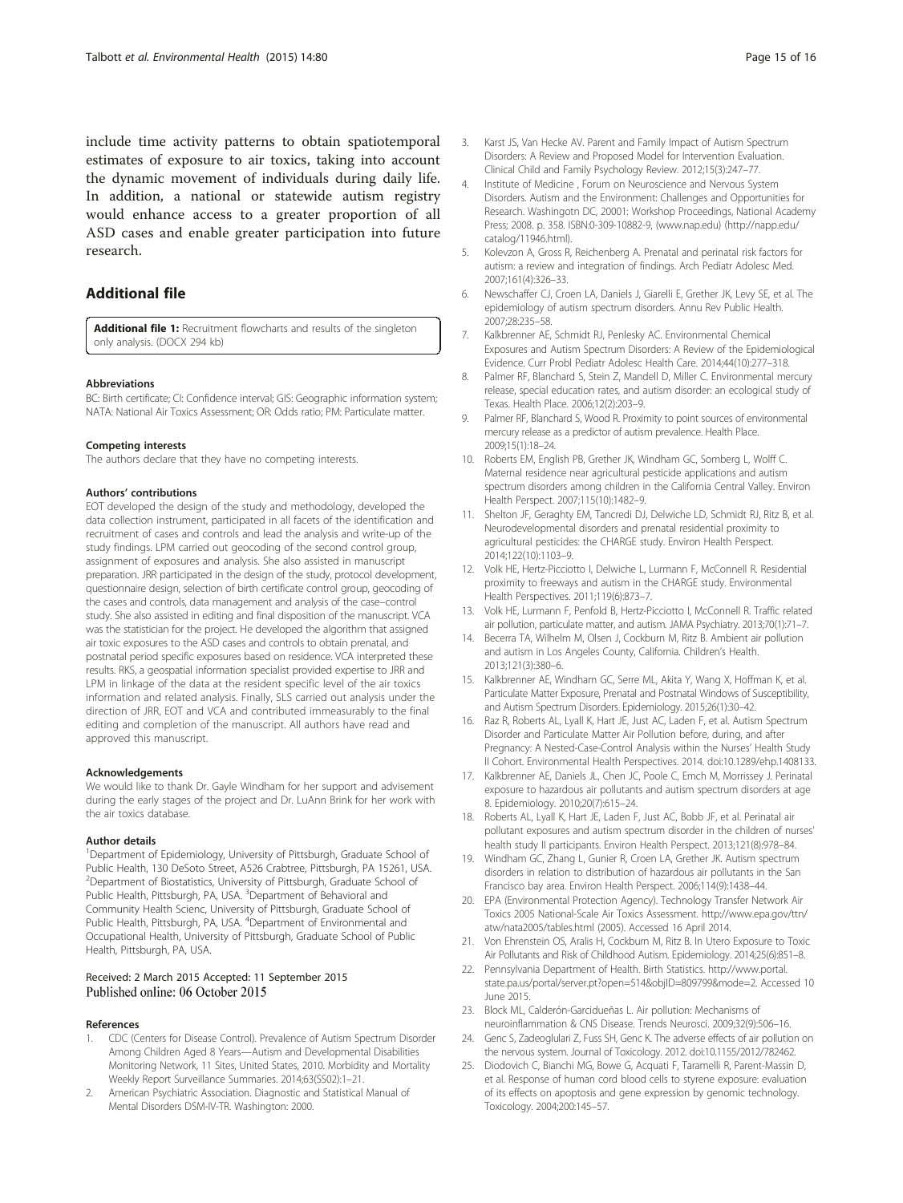include time activity patterns to obtain spatiotemporal estimates of exposure to air toxics, taking into account the dynamic movement of individuals during daily life. In addition, a national or statewide autism registry would enhance access to a greater proportion of all ASD cases and enable greater participation into future research.

## Additional file

**Additional file 1:** Recruitment flowcharts and results of the singleton only analysis. (DOCX 294 kb)

#### Abbreviations

BC: Birth certificate; CI: Confidence interval; GIS: Geographic information system; NATA: National Air Toxics Assessment; OR: Odds ratio; PM: Particulate matter.

#### Competing interests

The authors declare that they have no competing interests.

#### Authors' contributions

EOT developed the design of the study and methodology, developed the data collection instrument, participated in all facets of the identification and recruitment of cases and controls and lead the analysis and write-up of the study findings. LPM carried out geocoding of the second control group, assignment of exposures and analysis. She also assisted in manuscript preparation. JRR participated in the design of the study, protocol development, questionnaire design, selection of birth certificate control group, geocoding of the cases and controls, data management and analysis of the case–control study. She also assisted in editing and final disposition of the manuscript. VCA was the statistician for the project. He developed the algorithm that assigned air toxic exposures to the ASD cases and controls to obtain prenatal, and postnatal period specific exposures based on residence. VCA interpreted these results. RKS, a geospatial information specialist provided expertise to JRR and LPM in linkage of the data at the resident specific level of the air toxics information and related analysis. Finally, SLS carried out analysis under the direction of JRR, EOT and VCA and contributed immeasurably to the final editing and completion of the manuscript. All authors have read and approved this manuscript.

#### Acknowledgements

We would like to thank Dr. Gayle Windham for her support and advisement during the early stages of the project and Dr. LuAnn Brink for her work with the air toxics database.

#### Author details

[1]Department of Epidemiology, University of Pittsburgh, Graduate School of Public Health, 130 DeSoto Street, A526 Crabtree, Pittsburgh, PA 15261, USA. [2]Department of Biostatistics, University of Pittsburgh, Graduate School of Public Health, Pittsburgh, PA, USA. [3]Department of Behavioral and Community Health Scienc, University of Pittsburgh, Graduate School of Public Health, Pittsburgh, PA, USA. [4]Department of Environmental and Occupational Health, University of Pittsburgh, Graduate School of Public Health, Pittsburgh, PA, USA.

Received: 2 March 2015 Accepted: 11 September 2015
Published online: 06 October 2015

#### References

1. CDC (Centers for Disease Control). Prevalence of Autism Spectrum Disorder Among Children Aged 8 Years—Autism and Developmental Disabilities Monitoring Network, 11 Sites, United States, 2010. Morbidity and Mortality Weekly Report Surveillance Summaries. 2014;63(SS02):1–21.
2. American Psychiatric Association. Diagnostic and Statistical Manual of Mental Disorders DSM-IV-TR. Washington: 2000.
3. Karst JS, Van Hecke AV. Parent and Family Impact of Autism Spectrum Disorders: A Review and Proposed Model for Intervention Evaluation. Clinical Child and Family Psychology Review. 2012;15(3):247–77.
4. Institute of Medicine , Forum on Neuroscience and Nervous System Disorders. Autism and the Environment: Challenges and Opportunities for Research. Washingotn DC, 20001: Workshop Proceedings, National Academy Press; 2008. p. 358. ISBN:0-309-10882-9, (www.nap.edu) (http://napp.edu/catalog/11946.html).
5. Kolevzon A, Gross R, Reichenberg A. Prenatal and perinatal risk factors for autism: a review and integration of findings. Arch Pediatr Adolesc Med. 2007;161(4):326–33.
6. Newschaffer CJ, Croen LA, Daniels J, Giarelli E, Grether JK, Levy SE, et al. The epidemiology of autism spectrum disorders. Annu Rev Public Health. 2007;28:235–58.
7. Kalkbrenner AE, Schmidt RJ, Penlesky AC. Environmental Chemical Exposures and Autism Spectrum Disorders: A Review of the Epidemiological Evidence. Curr Probl Pediatr Adolesc Health Care. 2014;44(10):277–318.
8. Palmer RF, Blanchard S, Stein Z, Mandell D, Miller C. Environmental mercury release, special education rates, and autism disorder: an ecological study of Texas. Health Place. 2006;12(2):203–9.
9. Palmer RF, Blanchard S, Wood R. Proximity to point sources of environmental mercury release as a predictor of autism prevalence. Health Place. 2009;15(1):18–24.
10. Roberts EM, English PB, Grether JK, Windham GC, Somberg L, Wolff C. Maternal residence near agricultural pesticide applications and autism spectrum disorders among children in the California Central Valley. Environ Health Perspect. 2007;115(10):1482–9.
11. Shelton JF, Geraghty EM, Tancredi DJ, Delwiche LD, Schmidt RJ, Ritz B, et al. Neurodevelopmental disorders and prenatal residential proximity to agricultural pesticides: the CHARGE study. Environ Health Perspect. 2014;122(10):1103–9.
12. Volk HE, Hertz-Picciotto I, Delwiche L, Lurmann F, McConnell R. Residential proximity to freeways and autism in the CHARGE study. Environmental Health Perspectives. 2011;119(6):873–7.
13. Volk HE, Lurmann F, Penfold B, Hertz-Picciotto I, McConnell R. Traffic related air pollution, particulate matter, and autism. JAMA Psychiatry. 2013;70(1):71–7.
14. Becerra TA, Wilhelm M, Olsen J, Cockburn M, Ritz B. Ambient air pollution and autism in Los Angeles County, California. Children's Health. 2013;121(3):380–6.
15. Kalkbrenner AE, Windham GC, Serre ML, Akita Y, Wang X, Hoffman K, et al. Particulate Matter Exposure, Prenatal and Postnatal Windows of Susceptibility, and Autism Spectrum Disorders. Epidemiology. 2015;26(1):30–42.
16. Raz R, Roberts AL, Lyall K, Hart JE, Just AC, Laden F, et al. Autism Spectrum Disorder and Particulate Matter Air Pollution before, during, and after Pregnancy: A Nested-Case-Control Analysis within the Nurses' Health Study II Cohort. Environmental Health Perspectives. 2014. doi:10.1289/ehp.1408133.
17. Kalkbrenner AE, Daniels JL, Chen JC, Poole C, Emch M, Morrissey J. Perinatal exposure to hazardous air pollutants and autism spectrum disorders at age 8. Epidemiology. 2010;20(7):615–24.
18. Roberts AL, Lyall K, Hart JE, Laden F, Just AC, Bobb JF, et al. Perinatal air pollutant exposures and autism spectrum disorder in the children of nurses' health study II participants. Environ Health Perspect. 2013;121(8):978–84.
19. Windham GC, Zhang L, Gunier R, Croen LA, Grether JK. Autism spectrum disorders in relation to distribution of hazardous air pollutants in the San Francisco bay area. Environ Health Perspect. 2006;114(9):1438–44.
20. EPA (Environmental Protection Agency). Technology Transfer Network Air Toxics 2005 National-Scale Air Toxics Assessment. http://www.epa.gov/ttn/atw/nata2005/tables.html (2005). Accessed 16 April 2014.
21. Von Ehrenstein OS, Aralis H, Cockburn M, Ritz B. In Utero Exposure to Toxic Air Pollutants and Risk of Childhood Autism. Epidemiology. 2014;25(6):851–8.
22. Pennsylvania Department of Health. Birth Statistics. http://www.portal.state.pa.us/portal/server.pt?open=514&objID=809799&mode=2. Accessed 10 June 2015.
23. Block ML, Calderón-Garcidueñas L. Air pollution: Mechanisms of neuroinflammation & CNS Disease. Trends Neurosci. 2009;32(9):506–16.
24. Genc S, Zadeoglulari Z, Fuss SH, Genc K. The adverse effects of air pollution on the nervous system. Journal of Toxicology. 2012. doi:10.1155/2012/782462.
25. Diodovich C, Bianchi MG, Bowe G, Acquati F, Taramelli R, Parent-Massin D, et al. Response of human cord blood cells to styrene exposure: evaluation of its effects on apoptosis and gene expression by genomic technology. Toxicology. 2004;200:145–57.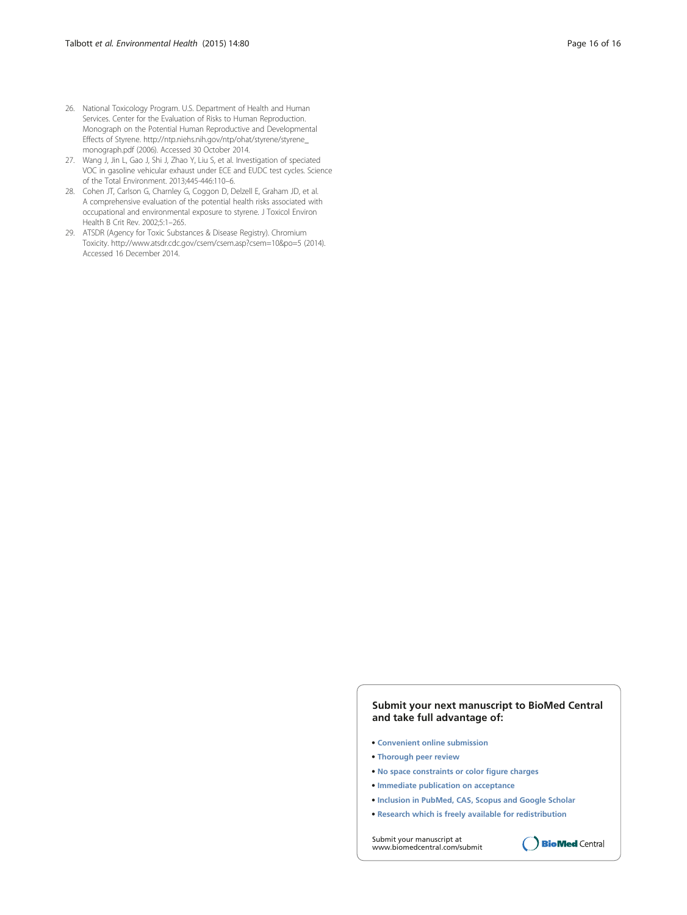26. National Toxicology Program. U.S. Department of Health and Human Services. Center for the Evaluation of Risks to Human Reproduction. Monograph on the Potential Human Reproductive and Developmental Effects of Styrene. http://ntp.niehs.nih.gov/ntp/ohat/styrene/styrene_monograph.pdf (2006). Accessed 30 October 2014.
27. Wang J, Jin L, Gao J, Shi J, Zhao Y, Liu S, et al. Investigation of speciated VOC in gasoline vehicular exhaust under ECE and EUDC test cycles. Science of the Total Environment. 2013;445-446:110–6.
28. Cohen JT, Carlson G, Charnley G, Coggon D, Delzell E, Graham JD, et al. A comprehensive evaluation of the potential health risks associated with occupational and environmental exposure to styrene. J Toxicol Environ Health B Crit Rev. 2002;5:1–265.
29. ATSDR (Agency for Toxic Substances & Disease Registry). Chromium Toxicity. http://www.atsdr.cdc.gov/csem/csem.asp?csem=10&po=5 (2014). Accessed 16 December 2014.

**Submit your next manuscript to BioMed Central and take full advantage of:**

- **Convenient online submission**
- **Thorough peer review**
- **No space constraints or color figure charges**
- **Immediate publication on acceptance**
- **Inclusion in PubMed, CAS, Scopus and Google Scholar**
- **Research which is freely available for redistribution**

Submit your manuscript at
www.biomedcentral.com/submit

BioMed Central